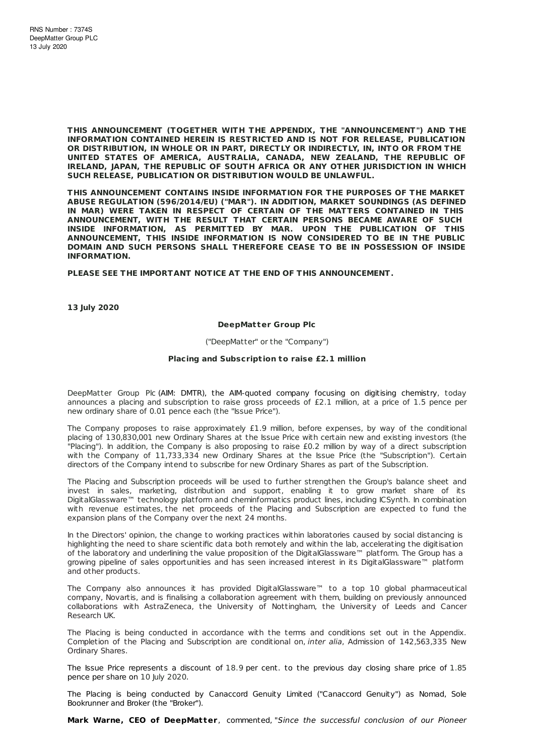RNS Number : 7374S
DeepMatter Group PLC
13 July 2020

**THIS ANNOUNCEMENT (TOGETHER WITH THE APPENDIX, THE "ANNOUNCEMENT") AND THE INFORMATION CONTAINED HEREIN IS RESTRICTED AND IS NOT FOR RELEASE, PUBLICATION OR DISTRIBUTION, IN WHOLE OR IN PART, DIRECTLY OR INDIRECTLY, IN, INTO OR FROM THE UNITED STATES OF AMERICA, AUSTRALIA, CANADA, NEW ZEALAND, THE REPUBLIC OF IRELAND, JAPAN, THE REPUBLIC OF SOUTH AFRICA OR ANY OTHER JURISDICTION IN WHICH SUCH RELEASE, PUBLICATION OR DISTRIBUTION WOULD BE UNLAWFUL.**

**THIS ANNOUNCEMENT CONTAINS INSIDE INFORMATION FOR THE PURPOSES OF THE MARKET ABUSE REGULATION (596/2014/EU) ("MAR"). IN ADDITION, MARKET SOUNDINGS (AS DEFINED IN MAR) WERE TAKEN IN RESPECT OF CERTAIN OF THE MATTERS CONTAINED IN THIS ANNOUNCEMENT, WITH THE RESULT THAT CERTAIN PERSONS BECAME AWARE OF SUCH INSIDE INFORMATION, AS PERMITTED BY MAR. UPON THE PUBLICATION OF THIS ANNOUNCEMENT, THIS INSIDE INFORMATION IS NOW CONSIDERED TO BE IN THE PUBLIC DOMAIN AND SUCH PERSONS SHALL THEREFORE CEASE TO BE IN POSSESSION OF INSIDE INFORMATION.**

**PLEASE SEE THE IMPORTANT NOTICE AT THE END OF THIS ANNOUNCEMENT.**

**13 July 2020**

**DeepMatter Group Plc**

("DeepMatter" or the "Company")

**Placing and Subscription to raise £2.1 million**

DeepMatter Group Plc (AIM: DMTR), the AIM-quoted company focusing on digitising chemistry, today announces a placing and subscription to raise gross proceeds of £2.1 million, at a price of 1.5 pence per new ordinary share of 0.01 pence each (the "Issue Price").

The Company proposes to raise approximately £1.9 million, before expenses, by way of the conditional placing of 130,830,001 new Ordinary Shares at the Issue Price with certain new and existing investors (the "Placing"). In addition, the Company is also proposing to raise £0.2 million by way of a direct subscription with the Company of 11,733,334 new Ordinary Shares at the Issue Price (the "Subscription"). Certain directors of the Company intend to subscribe for new Ordinary Shares as part of the Subscription.

The Placing and Subscription proceeds will be used to further strengthen the Group's balance sheet and invest in sales, marketing, distribution and support, enabling it to grow market share of its DigitalGlassware™ technology platform and cheminformatics product lines, including ICSynth. In combination with revenue estimates, the net proceeds of the Placing and Subscription are expected to fund the expansion plans of the Company over the next 24 months.

In the Directors' opinion, the change to working practices within laboratories caused by social distancing is highlighting the need to share scientific data both remotely and within the lab, accelerating the digitisation of the laboratory and underlining the value proposition of the DigitalGlassware™ platform. The Group has a growing pipeline of sales opportunities and has seen increased interest in its DigitalGlassware™ platform and other products.

The Company also announces it has provided DigitalGlassware™ to a top 10 global pharmaceutical company, Novartis, and is finalising a collaboration agreement with them, building on previously announced collaborations with AstraZeneca, the University of Nottingham, the University of Leeds and Cancer Research UK.

The Placing is being conducted in accordance with the terms and conditions set out in the Appendix. Completion of the Placing and Subscription are conditional on, *inter alia*, Admission of 142,563,335 New Ordinary Shares.

The Issue Price represents a discount of 18.9 per cent. to the previous day closing share price of 1.85 pence per share on 10 July 2020.

The Placing is being conducted by Canaccord Genuity Limited ("Canaccord Genuity") as Nomad, Sole Bookrunner and Broker (the "Broker").

**Mark Warne, CEO of DeepMatter**, commented, "*Since the successful conclusion of our Pioneer*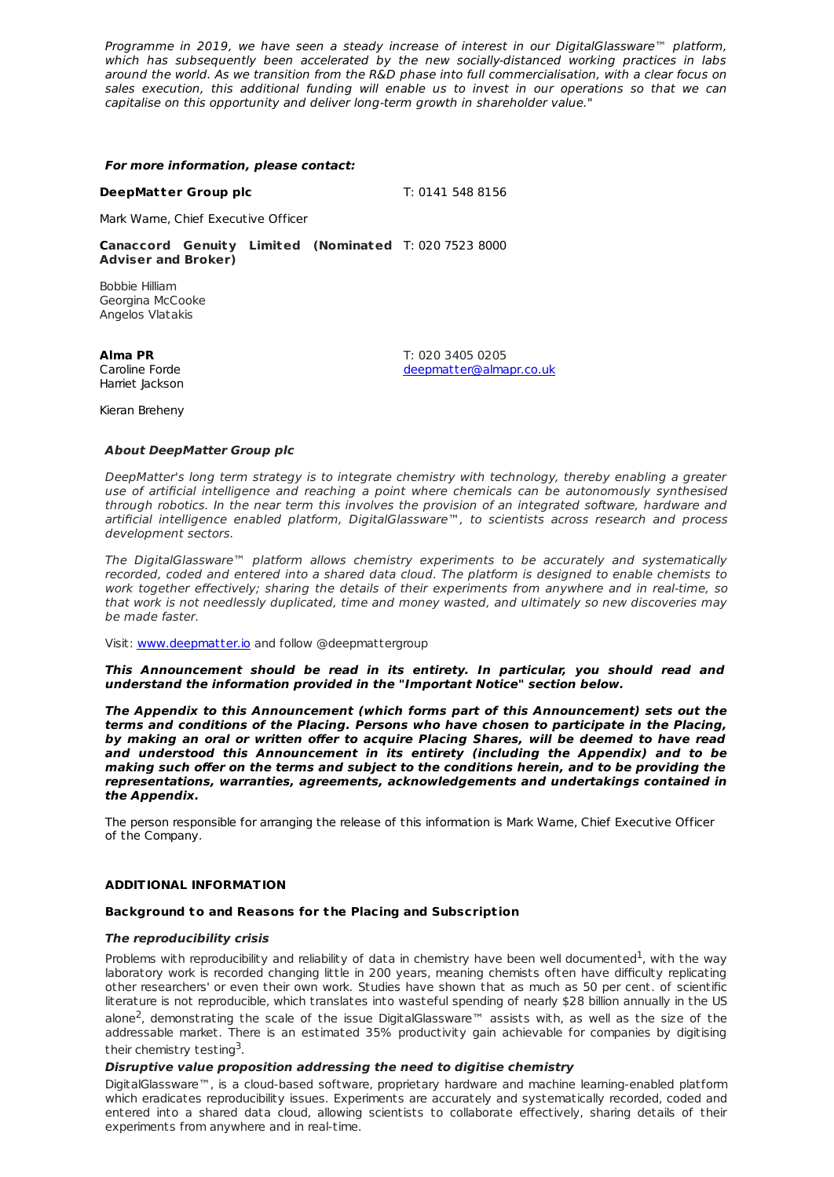*Programme in 2019, we have seen a steady increase of interest in our DigitalGlassware™ platform, which has subsequently been accelerated by the new socially-distanced working practices in labs around the world. As we transition from the R&D phase into full commercialisation, with a clear focus on sales execution, this additional funding will enable us to invest in our operations so that we can capitalise on this opportunity and deliver long-term growth in shareholder value."*

***For more information, please contact:***

| | |
|---|---|
| **DeepMatter Group plc** | T: 0141 548 8156 |
| Mark Warne, Chief Executive Officer | |
| **Canaccord Genuity Limited (Nominated Adviser and Broker)** | T: 020 7523 8000 |
| Bobbie Hilliam<br>Georgina McCooke<br>Angelos Vlatakis | |
| **Alma PR**<br>Caroline Forde<br>Harriet Jackson | T: 020 3405 0205<br>deepmatter@almapr.co.uk |
| Kieran Breheny | |

***About DeepMatter Group plc***

*DeepMatter's long term strategy is to integrate chemistry with technology, thereby enabling a greater use of artificial intelligence and reaching a point where chemicals can be autonomously synthesised through robotics. In the near term this involves the provision of an integrated software, hardware and artificial intelligence enabled platform, DigitalGlassware™, to scientists across research and process development sectors.*

*The DigitalGlassware™ platform allows chemistry experiments to be accurately and systematically recorded, coded and entered into a shared data cloud. The platform is designed to enable chemists to work together effectively; sharing the details of their experiments from anywhere and in real-time, so that work is not needlessly duplicated, time and money wasted, and ultimately so new discoveries may be made faster.*

Visit: www.deepmatter.io and follow @deepmattergroup

***This Announcement should be read in its entirety. In particular, you should read and understand the information provided in the "Important Notice" section below.***

***The Appendix to this Announcement (which forms part of this Announcement) sets out the terms and conditions of the Placing. Persons who have chosen to participate in the Placing, by making an oral or written offer to acquire Placing Shares, will be deemed to have read and understood this Announcement in its entirety (including the Appendix) and to be making such offer on the terms and subject to the conditions herein, and to be providing the representations, warranties, agreements, acknowledgements and undertakings contained in the Appendix.***

The person responsible for arranging the release of this information is Mark Warne, Chief Executive Officer of the Company.

**ADDITIONAL INFORMATION**

**Background to and Reasons for the Placing and Subscription**

***The reproducibility crisis***

Problems with reproducibility and reliability of data in chemistry have been well documented[1], with the way laboratory work is recorded changing little in 200 years, meaning chemists often have difficulty replicating other researchers' or even their own work. Studies have shown that as much as 50 per cent. of scientific literature is not reproducible, which translates into wasteful spending of nearly $28 billion annually in the US alone[2], demonstrating the scale of the issue DigitalGlassware™ assists with, as well as the size of the addressable market. There is an estimated 35% productivity gain achievable for companies by digitising their chemistry testing[3].

***Disruptive value proposition addressing the need to digitise chemistry***

DigitalGlassware™, is a cloud-based software, proprietary hardware and machine learning-enabled platform which eradicates reproducibility issues. Experiments are accurately and systematically recorded, coded and entered into a shared data cloud, allowing scientists to collaborate effectively, sharing details of their experiments from anywhere and in real-time.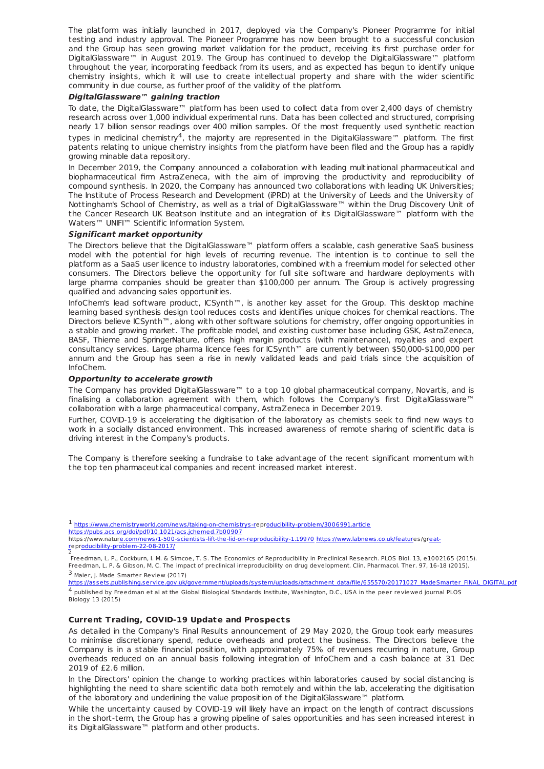The platform was initially launched in 2017, deployed via the Company's Pioneer Programme for initial testing and industry approval. The Pioneer Programme has now been brought to a successful conclusion and the Group has seen growing market validation for the product, receiving its first purchase order for DigitalGlassware™ in August 2019. The Group has continued to develop the DigitalGlassware™ platform throughout the year, incorporating feedback from its users, and as expected has begun to identify unique chemistry insights, which it will use to create intellectual property and share with the wider scientific community in due course, as further proof of the validity of the platform.

***DigitalGlassware™ gaining traction***

To date, the DigitalGlassware™ platform has been used to collect data from over 2,400 days of chemistry research across over 1,000 individual experimental runs. Data has been collected and structured, comprising nearly 17 billion sensor readings over 400 million samples. Of the most frequently used synthetic reaction types in medicinal chemistry[4], the majority are represented in the DigitalGlassware™ platform. The first patents relating to unique chemistry insights from the platform have been filed and the Group has a rapidly growing minable data repository.

In December 2019, the Company announced a collaboration with leading multinational pharmaceutical and biopharmaceutical firm AstraZeneca, with the aim of improving the productivity and reproducibility of compound synthesis. In 2020, the Company has announced two collaborations with leading UK Universities; The Institute of Process Research and Development (iPRD) at the University of Leeds and the University of Nottingham's School of Chemistry, as well as a trial of DigitalGlassware™ within the Drug Discovery Unit of the Cancer Research UK Beatson Institute and an integration of its DigitalGlassware™ platform with the Waters™ UNIFI™ Scientific Information System.

***Significant market opportunity***

The Directors believe that the DigitalGlassware™ platform offers a scalable, cash generative SaaS business model with the potential for high levels of recurring revenue. The intention is to continue to sell the platform as a SaaS user licence to industry laboratories, combined with a freemium model for selected other consumers. The Directors believe the opportunity for full site software and hardware deployments with large pharma companies should be greater than $100,000 per annum. The Group is actively progressing qualified and advancing sales opportunities.

InfoChem's lead software product, ICSynth™, is another key asset for the Group. This desktop machine learning based synthesis design tool reduces costs and identifies unique choices for chemical reactions. The Directors believe ICSynth™, along with other software solutions for chemistry, offer ongoing opportunities in a stable and growing market. The profitable model, and existing customer base including GSK, AstraZeneca, BASF, Thieme and SpringerNature, offers high margin products (with maintenance), royalties and expert consultancy services. Large pharma licence fees for ICSynth™ are currently between $50,000-$100,000 per annum and the Group has seen a rise in newly validated leads and paid trials since the acquisition of InfoChem.

***Opportunity to accelerate growth***

The Company has provided DigitalGlassware™ to a top 10 global pharmaceutical company, Novartis, and is finalising a collaboration agreement with them, which follows the Company's first DigitalGlassware™ collaboration with a large pharmaceutical company, AstraZeneca in December 2019.

Further, COVID-19 is accelerating the digitisation of the laboratory as chemists seek to find new ways to work in a socially distanced environment. This increased awareness of remote sharing of scientific data is driving interest in the Company's products.

The Company is therefore seeking a fundraise to take advantage of the recent significant momentum with the top ten pharmaceutical companies and recent increased market interest.

[1] https://www.chemistryworld.com/news/taking-on-chemistrys-reproducibility-problem/3006991.article
https://pubs.acs.org/doi/pdf/10.1021/acs.jchemed.7b00907
https://www.nature.com/news/1-500-scientists-lift-the-lid-on-reproducibility-1.19970 https://www.labnews.co.uk/features/great-reproducibility-problem-22-08-2017/

[2] Freedman, L. P., Cockburn, I. M. & Simcoe, T. S. The Economics of Reproducibility in Preclinical Research. PLOS Biol. 13, e1002165 (2015). Freedman, L. P. & Gibson, M. C. The impact of preclinical irreproducibility on drug development. Clin. Pharmacol. Ther. 97, 16-18 (2015).

[3] Maier, J. Made Smarter Review (2017)
https://assets.publishing.service.gov.uk/government/uploads/system/uploads/attachment_data/file/655570/20171027_MadeSmarter_FINAL_DIGITAL.pdf

[4] published by Freedman et al at the Global Biological Standards Institute, Washington, D.C., USA in the peer reviewed journal PLOS Biology 13 (2015)

## Current Trading, COVID-19 Update and Prospects

As detailed in the Company's Final Results announcement of 29 May 2020, the Group took early measures to minimise discretionary spend, reduce overheads and protect the business. The Directors believe the Company is in a stable financial position, with approximately 75% of revenues recurring in nature, Group overheads reduced on an annual basis following integration of InfoChem and a cash balance at 31 Dec 2019 of £2.6 million.

In the Directors' opinion the change to working practices within laboratories caused by social distancing is highlighting the need to share scientific data both remotely and within the lab, accelerating the digitisation of the laboratory and underlining the value proposition of the DigitalGlassware™ platform.

While the uncertainty caused by COVID-19 will likely have an impact on the length of contract discussions in the short-term, the Group has a growing pipeline of sales opportunities and has seen increased interest in its DigitalGlassware™ platform and other products.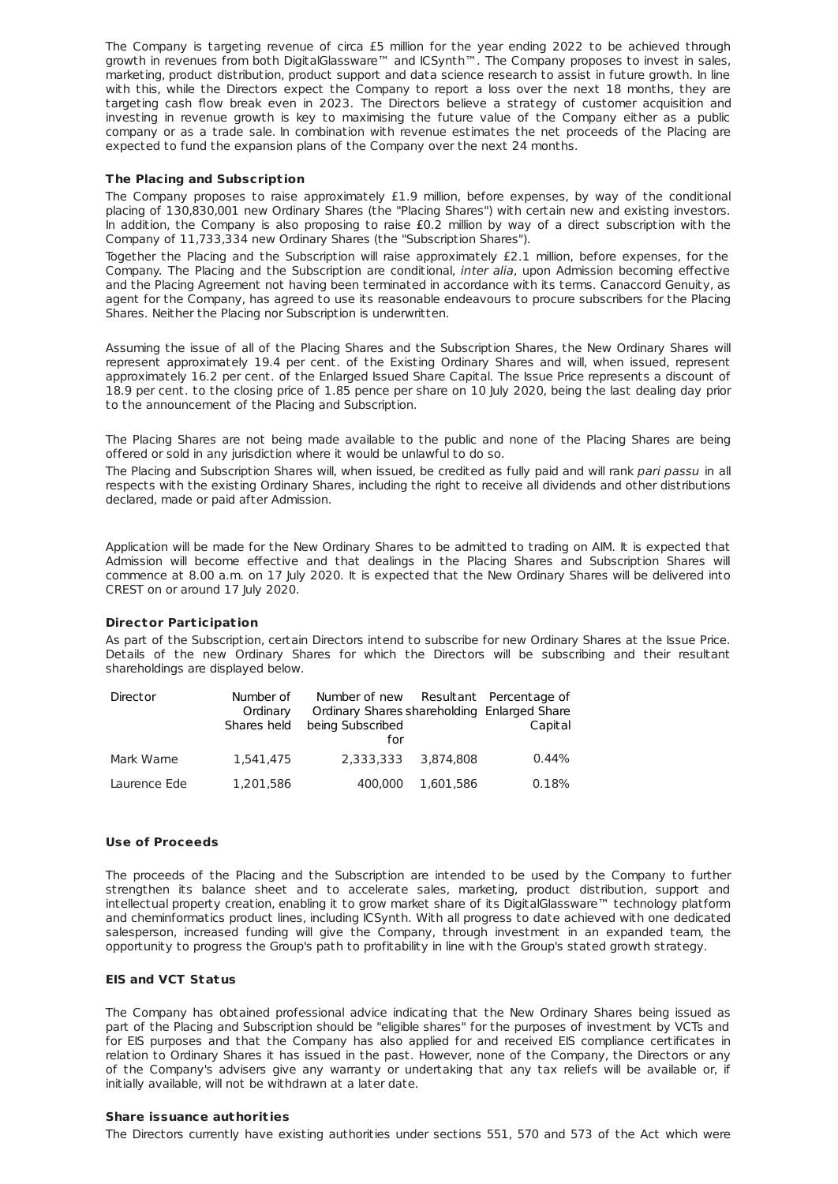The Company is targeting revenue of circa £5 million for the year ending 2022 to be achieved through growth in revenues from both DigitalGlassware™ and ICSynth™. The Company proposes to invest in sales, marketing, product distribution, product support and data science research to assist in future growth. In line with this, while the Directors expect the Company to report a loss over the next 18 months, they are targeting cash flow break even in 2023. The Directors believe a strategy of customer acquisition and investing in revenue growth is key to maximising the future value of the Company either as a public company or as a trade sale. In combination with revenue estimates the net proceeds of the Placing are expected to fund the expansion plans of the Company over the next 24 months.

**The Placing and Subscription**

The Company proposes to raise approximately £1.9 million, before expenses, by way of the conditional placing of 130,830,001 new Ordinary Shares (the "Placing Shares") with certain new and existing investors. In addition, the Company is also proposing to raise £0.2 million by way of a direct subscription with the Company of 11,733,334 new Ordinary Shares (the "Subscription Shares").

Together the Placing and the Subscription will raise approximately £2.1 million, before expenses, for the Company. The Placing and the Subscription are conditional, *inter alia*, upon Admission becoming effective and the Placing Agreement not having been terminated in accordance with its terms. Canaccord Genuity, as agent for the Company, has agreed to use its reasonable endeavours to procure subscribers for the Placing Shares. Neither the Placing nor Subscription is underwritten.

Assuming the issue of all of the Placing Shares and the Subscription Shares, the New Ordinary Shares will represent approximately 19.4 per cent. of the Existing Ordinary Shares and will, when issued, represent approximately 16.2 per cent. of the Enlarged Issued Share Capital. The Issue Price represents a discount of 18.9 per cent. to the closing price of 1.85 pence per share on 10 July 2020, being the last dealing day prior to the announcement of the Placing and Subscription.

The Placing Shares are not being made available to the public and none of the Placing Shares are being offered or sold in any jurisdiction where it would be unlawful to do so.

The Placing and Subscription Shares will, when issued, be credited as fully paid and will rank *pari passu* in all respects with the existing Ordinary Shares, including the right to receive all dividends and other distributions declared, made or paid after Admission.

Application will be made for the New Ordinary Shares to be admitted to trading on AIM. It is expected that Admission will become effective and that dealings in the Placing Shares and Subscription Shares will commence at 8.00 a.m. on 17 July 2020. It is expected that the New Ordinary Shares will be delivered into CREST on or around 17 July 2020.

**Director Participation**

As part of the Subscription, certain Directors intend to subscribe for new Ordinary Shares at the Issue Price. Details of the new Ordinary Shares for which the Directors will be subscribing and their resultant shareholdings are displayed below.

| Director | Number of Ordinary Shares held | Number of new Ordinary Shares being Subscribed for | Resultant shareholding | Percentage of Enlarged Share Capital |
|---|---|---|---|---|
| Mark Warne | 1,541,475 | 2,333,333 | 3,874,808 | 0.44% |
| Laurence Ede | 1,201,586 | 400,000 | 1,601,586 | 0.18% |

**Use of Proceeds**

The proceeds of the Placing and the Subscription are intended to be used by the Company to further strengthen its balance sheet and to accelerate sales, marketing, product distribution, support and intellectual property creation, enabling it to grow market share of its DigitalGlassware™ technology platform and cheminformatics product lines, including ICSynth. With all progress to date achieved with one dedicated salesperson, increased funding will give the Company, through investment in an expanded team, the opportunity to progress the Group's path to profitability in line with the Group's stated growth strategy.

**EIS and VCT Status**

The Company has obtained professional advice indicating that the New Ordinary Shares being issued as part of the Placing and Subscription should be "eligible shares" for the purposes of investment by VCTs and for EIS purposes and that the Company has also applied for and received EIS compliance certificates in relation to Ordinary Shares it has issued in the past. However, none of the Company, the Directors or any of the Company's advisers give any warranty or undertaking that any tax reliefs will be available or, if initially available, will not be withdrawn at a later date.

**Share issuance authorities**

The Directors currently have existing authorities under sections 551, 570 and 573 of the Act which were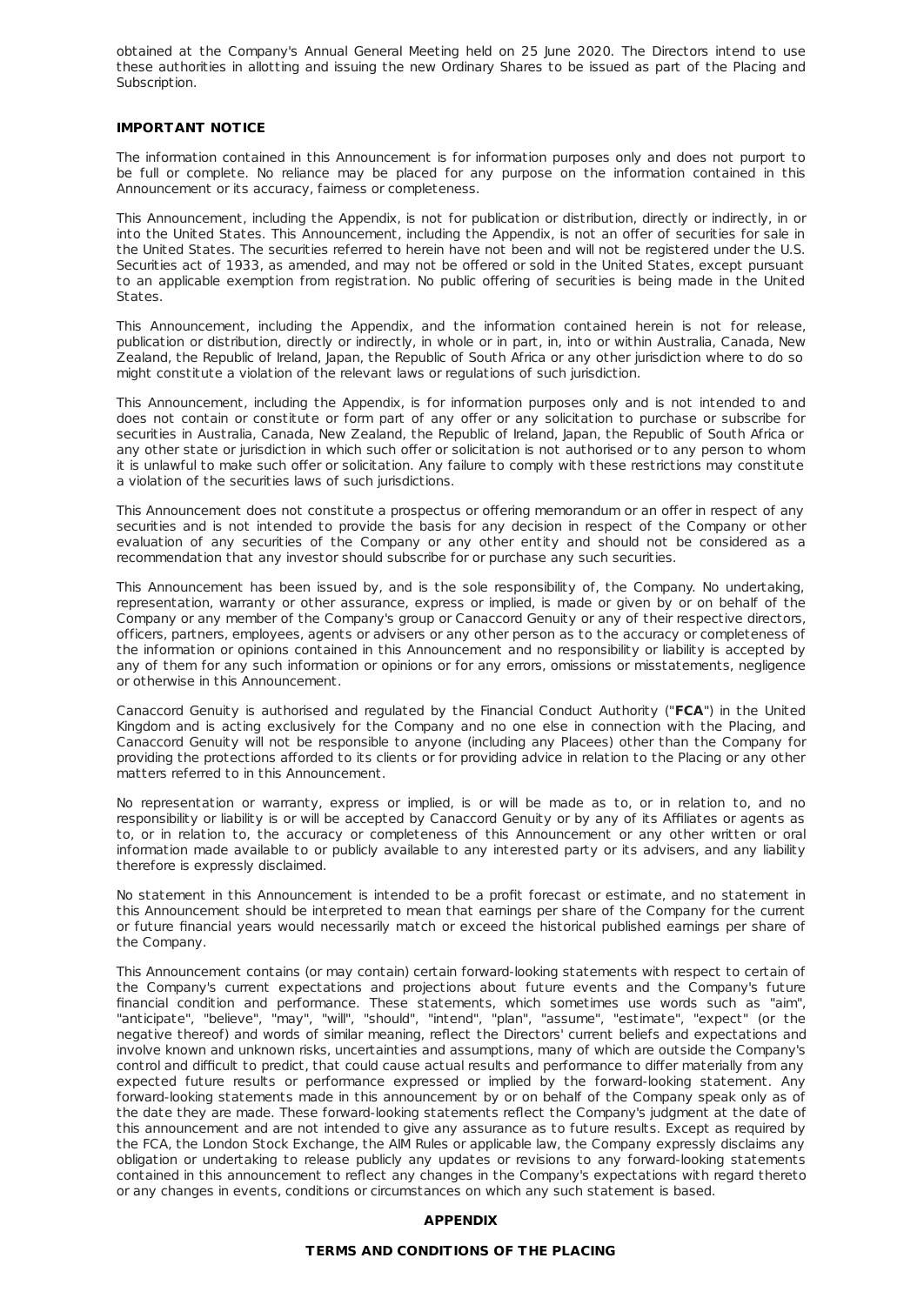obtained at the Company's Annual General Meeting held on 25 June 2020. The Directors intend to use these authorities in allotting and issuing the new Ordinary Shares to be issued as part of the Placing and Subscription.

**IMPORTANT NOTICE**

The information contained in this Announcement is for information purposes only and does not purport to be full or complete. No reliance may be placed for any purpose on the information contained in this Announcement or its accuracy, fairness or completeness.

This Announcement, including the Appendix, is not for publication or distribution, directly or indirectly, in or into the United States. This Announcement, including the Appendix, is not an offer of securities for sale in the United States. The securities referred to herein have not been and will not be registered under the U.S. Securities act of 1933, as amended, and may not be offered or sold in the United States, except pursuant to an applicable exemption from registration. No public offering of securities is being made in the United States.

This Announcement, including the Appendix, and the information contained herein is not for release, publication or distribution, directly or indirectly, in whole or in part, in, into or within Australia, Canada, New Zealand, the Republic of Ireland, Japan, the Republic of South Africa or any other jurisdiction where to do so might constitute a violation of the relevant laws or regulations of such jurisdiction.

This Announcement, including the Appendix, is for information purposes only and is not intended to and does not contain or constitute or form part of any offer or any solicitation to purchase or subscribe for securities in Australia, Canada, New Zealand, the Republic of Ireland, Japan, the Republic of South Africa or any other state or jurisdiction in which such offer or solicitation is not authorised or to any person to whom it is unlawful to make such offer or solicitation. Any failure to comply with these restrictions may constitute a violation of the securities laws of such jurisdictions.

This Announcement does not constitute a prospectus or offering memorandum or an offer in respect of any securities and is not intended to provide the basis for any decision in respect of the Company or other evaluation of any securities of the Company or any other entity and should not be considered as a recommendation that any investor should subscribe for or purchase any such securities.

This Announcement has been issued by, and is the sole responsibility of, the Company. No undertaking, representation, warranty or other assurance, express or implied, is made or given by or on behalf of the Company or any member of the Company's group or Canaccord Genuity or any of their respective directors, officers, partners, employees, agents or advisers or any other person as to the accuracy or completeness of the information or opinions contained in this Announcement and no responsibility or liability is accepted by any of them for any such information or opinions or for any errors, omissions or misstatements, negligence or otherwise in this Announcement.

Canaccord Genuity is authorised and regulated by the Financial Conduct Authority ("**FCA**") in the United Kingdom and is acting exclusively for the Company and no one else in connection with the Placing, and Canaccord Genuity will not be responsible to anyone (including any Placees) other than the Company for providing the protections afforded to its clients or for providing advice in relation to the Placing or any other matters referred to in this Announcement.

No representation or warranty, express or implied, is or will be made as to, or in relation to, and no responsibility or liability is or will be accepted by Canaccord Genuity or by any of its Affiliates or agents as to, or in relation to, the accuracy or completeness of this Announcement or any other written or oral information made available to or publicly available to any interested party or its advisers, and any liability therefore is expressly disclaimed.

No statement in this Announcement is intended to be a profit forecast or estimate, and no statement in this Announcement should be interpreted to mean that earnings per share of the Company for the current or future financial years would necessarily match or exceed the historical published earnings per share of the Company.

This Announcement contains (or may contain) certain forward-looking statements with respect to certain of the Company's current expectations and projections about future events and the Company's future financial condition and performance. These statements, which sometimes use words such as "aim", "anticipate", "believe", "may", "will", "should", "intend", "plan", "assume", "estimate", "expect" (or the negative thereof) and words of similar meaning, reflect the Directors' current beliefs and expectations and involve known and unknown risks, uncertainties and assumptions, many of which are outside the Company's control and difficult to predict, that could cause actual results and performance to differ materially from any expected future results or performance expressed or implied by the forward-looking statement. Any forward-looking statements made in this announcement by or on behalf of the Company speak only as of the date they are made. These forward-looking statements reflect the Company's judgment at the date of this announcement and are not intended to give any assurance as to future results. Except as required by the FCA, the London Stock Exchange, the AIM Rules or applicable law, the Company expressly disclaims any obligation or undertaking to release publicly any updates or revisions to any forward-looking statements contained in this announcement to reflect any changes in the Company's expectations with regard thereto or any changes in events, conditions or circumstances on which any such statement is based.

**APPENDIX**

**TERMS AND CONDITIONS OF THE PLACING**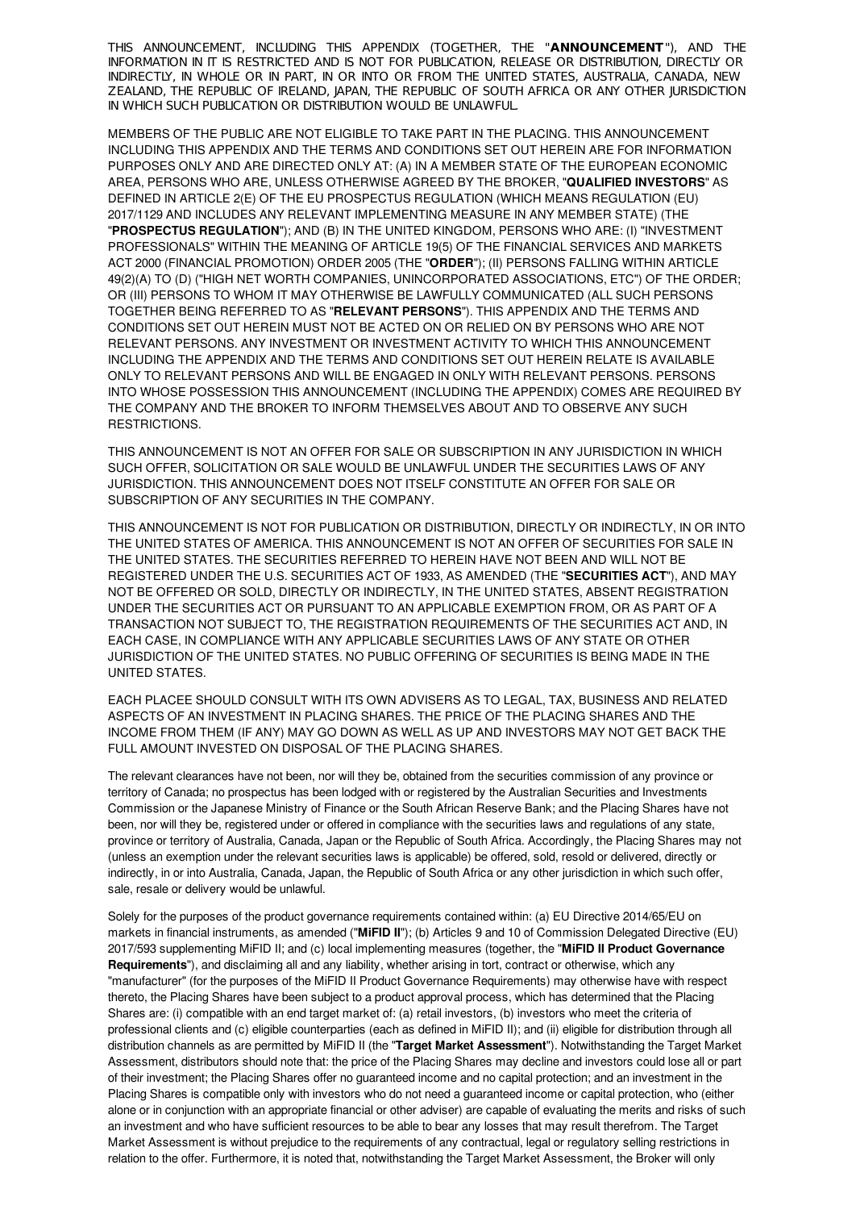THIS ANNOUNCEMENT, INCLUDING THIS APPENDIX (TOGETHER, THE "**ANNOUNCEMENT**"), AND THE INFORMATION IN IT IS RESTRICTED AND IS NOT FOR PUBLICATION, RELEASE OR DISTRIBUTION, DIRECTLY OR INDIRECTLY, IN WHOLE OR IN PART, IN OR INTO OR FROM THE UNITED STATES, AUSTRALIA, CANADA, NEW ZEALAND, THE REPUBLIC OF IRELAND, JAPAN, THE REPUBLIC OF SOUTH AFRICA OR ANY OTHER JURISDICTION IN WHICH SUCH PUBLICATION OR DISTRIBUTION WOULD BE UNLAWFUL.

MEMBERS OF THE PUBLIC ARE NOT ELIGIBLE TO TAKE PART IN THE PLACING. THIS ANNOUNCEMENT INCLUDING THIS APPENDIX AND THE TERMS AND CONDITIONS SET OUT HEREIN ARE FOR INFORMATION PURPOSES ONLY AND ARE DIRECTED ONLY AT: (A) IN A MEMBER STATE OF THE EUROPEAN ECONOMIC AREA, PERSONS WHO ARE, UNLESS OTHERWISE AGREED BY THE BROKER, "**QUALIFIED INVESTORS**" AS DEFINED IN ARTICLE 2(E) OF THE EU PROSPECTUS REGULATION (WHICH MEANS REGULATION (EU) 2017/1129 AND INCLUDES ANY RELEVANT IMPLEMENTING MEASURE IN ANY MEMBER STATE) (THE "**PROSPECTUS REGULATION**"); AND (B) IN THE UNITED KINGDOM, PERSONS WHO ARE: (I) "INVESTMENT PROFESSIONALS" WITHIN THE MEANING OF ARTICLE 19(5) OF THE FINANCIAL SERVICES AND MARKETS ACT 2000 (FINANCIAL PROMOTION) ORDER 2005 (THE "**ORDER**"); (II) PERSONS FALLING WITHIN ARTICLE 49(2)(A) TO (D) ("HIGH NET WORTH COMPANIES, UNINCORPORATED ASSOCIATIONS, ETC") OF THE ORDER; OR (III) PERSONS TO WHOM IT MAY OTHERWISE BE LAWFULLY COMMUNICATED (ALL SUCH PERSONS TOGETHER BEING REFERRED TO AS "**RELEVANT PERSONS**"). THIS APPENDIX AND THE TERMS AND CONDITIONS SET OUT HEREIN MUST NOT BE ACTED ON OR RELIED ON BY PERSONS WHO ARE NOT RELEVANT PERSONS. ANY INVESTMENT OR INVESTMENT ACTIVITY TO WHICH THIS ANNOUNCEMENT INCLUDING THE APPENDIX AND THE TERMS AND CONDITIONS SET OUT HEREIN RELATE IS AVAILABLE ONLY TO RELEVANT PERSONS AND WILL BE ENGAGED IN ONLY WITH RELEVANT PERSONS. PERSONS INTO WHOSE POSSESSION THIS ANNOUNCEMENT (INCLUDING THE APPENDIX) COMES ARE REQUIRED BY THE COMPANY AND THE BROKER TO INFORM THEMSELVES ABOUT AND TO OBSERVE ANY SUCH RESTRICTIONS.

THIS ANNOUNCEMENT IS NOT AN OFFER FOR SALE OR SUBSCRIPTION IN ANY JURISDICTION IN WHICH SUCH OFFER, SOLICITATION OR SALE WOULD BE UNLAWFUL UNDER THE SECURITIES LAWS OF ANY JURISDICTION. THIS ANNOUNCEMENT DOES NOT ITSELF CONSTITUTE AN OFFER FOR SALE OR SUBSCRIPTION OF ANY SECURITIES IN THE COMPANY.

THIS ANNOUNCEMENT IS NOT FOR PUBLICATION OR DISTRIBUTION, DIRECTLY OR INDIRECTLY, IN OR INTO THE UNITED STATES OF AMERICA. THIS ANNOUNCEMENT IS NOT AN OFFER OF SECURITIES FOR SALE IN THE UNITED STATES. THE SECURITIES REFERRED TO HEREIN HAVE NOT BEEN AND WILL NOT BE REGISTERED UNDER THE U.S. SECURITIES ACT OF 1933, AS AMENDED (THE "**SECURITIES ACT**"), AND MAY NOT BE OFFERED OR SOLD, DIRECTLY OR INDIRECTLY, IN THE UNITED STATES, ABSENT REGISTRATION UNDER THE SECURITIES ACT OR PURSUANT TO AN APPLICABLE EXEMPTION FROM, OR AS PART OF A TRANSACTION NOT SUBJECT TO, THE REGISTRATION REQUIREMENTS OF THE SECURITIES ACT AND, IN EACH CASE, IN COMPLIANCE WITH ANY APPLICABLE SECURITIES LAWS OF ANY STATE OR OTHER JURISDICTION OF THE UNITED STATES. NO PUBLIC OFFERING OF SECURITIES IS BEING MADE IN THE UNITED STATES.

EACH PLACEE SHOULD CONSULT WITH ITS OWN ADVISERS AS TO LEGAL, TAX, BUSINESS AND RELATED ASPECTS OF AN INVESTMENT IN PLACING SHARES. THE PRICE OF THE PLACING SHARES AND THE INCOME FROM THEM (IF ANY) MAY GO DOWN AS WELL AS UP AND INVESTORS MAY NOT GET BACK THE FULL AMOUNT INVESTED ON DISPOSAL OF THE PLACING SHARES.

The relevant clearances have not been, nor will they be, obtained from the securities commission of any province or territory of Canada; no prospectus has been lodged with or registered by the Australian Securities and Investments Commission or the Japanese Ministry of Finance or the South African Reserve Bank; and the Placing Shares have not been, nor will they be, registered under or offered in compliance with the securities laws and regulations of any state, province or territory of Australia, Canada, Japan or the Republic of South Africa. Accordingly, the Placing Shares may not (unless an exemption under the relevant securities laws is applicable) be offered, sold, resold or delivered, directly or indirectly, in or into Australia, Canada, Japan, the Republic of South Africa or any other jurisdiction in which such offer, sale, resale or delivery would be unlawful.

Solely for the purposes of the product governance requirements contained within: (a) EU Directive 2014/65/EU on markets in financial instruments, as amended ("**MiFID II**"); (b) Articles 9 and 10 of Commission Delegated Directive (EU) 2017/593 supplementing MiFID II; and (c) local implementing measures (together, the "**MiFID II Product Governance Requirements**"), and disclaiming all and any liability, whether arising in tort, contract or otherwise, which any "manufacturer" (for the purposes of the MiFID II Product Governance Requirements) may otherwise have with respect thereto, the Placing Shares have been subject to a product approval process, which has determined that the Placing Shares are: (i) compatible with an end target market of: (a) retail investors, (b) investors who meet the criteria of professional clients and (c) eligible counterparties (each as defined in MiFID II); and (ii) eligible for distribution through all distribution channels as are permitted by MiFID II (the "**Target Market Assessment**"). Notwithstanding the Target Market Assessment, distributors should note that: the price of the Placing Shares may decline and investors could lose all or part of their investment; the Placing Shares offer no guaranteed income and no capital protection; and an investment in the Placing Shares is compatible only with investors who do not need a guaranteed income or capital protection, who (either alone or in conjunction with an appropriate financial or other adviser) are capable of evaluating the merits and risks of such an investment and who have sufficient resources to be able to bear any losses that may result therefrom. The Target Market Assessment is without prejudice to the requirements of any contractual, legal or regulatory selling restrictions in relation to the offer. Furthermore, it is noted that, notwithstanding the Target Market Assessment, the Broker will only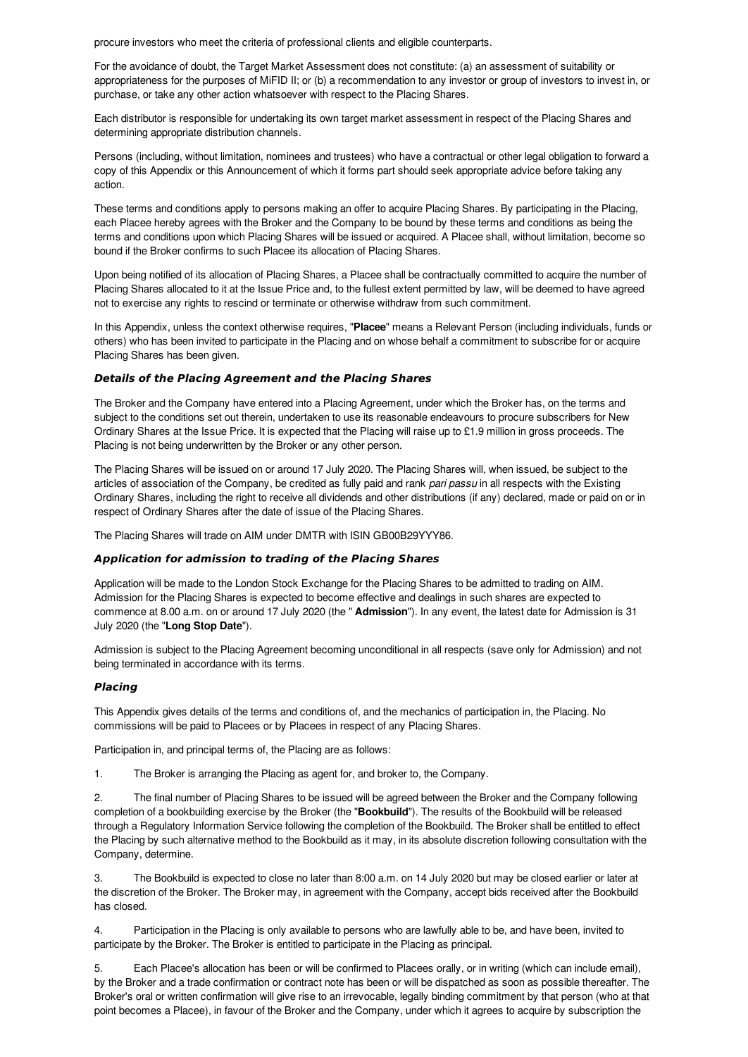procure investors who meet the criteria of professional clients and eligible counterparts.

For the avoidance of doubt, the Target Market Assessment does not constitute: (a) an assessment of suitability or appropriateness for the purposes of MiFID II; or (b) a recommendation to any investor or group of investors to invest in, or purchase, or take any other action whatsoever with respect to the Placing Shares.

Each distributor is responsible for undertaking its own target market assessment in respect of the Placing Shares and determining appropriate distribution channels.

Persons (including, without limitation, nominees and trustees) who have a contractual or other legal obligation to forward a copy of this Appendix or this Announcement of which it forms part should seek appropriate advice before taking any action.

These terms and conditions apply to persons making an offer to acquire Placing Shares. By participating in the Placing, each Placee hereby agrees with the Broker and the Company to be bound by these terms and conditions as being the terms and conditions upon which Placing Shares will be issued or acquired. A Placee shall, without limitation, become so bound if the Broker confirms to such Placee its allocation of Placing Shares.

Upon being notified of its allocation of Placing Shares, a Placee shall be contractually committed to acquire the number of Placing Shares allocated to it at the Issue Price and, to the fullest extent permitted by law, will be deemed to have agreed not to exercise any rights to rescind or terminate or otherwise withdraw from such commitment.

In this Appendix, unless the context otherwise requires, "**Placee**" means a Relevant Person (including individuals, funds or others) who has been invited to participate in the Placing and on whose behalf a commitment to subscribe for or acquire Placing Shares has been given.

### *Details of the Placing Agreement and the Placing Shares*

The Broker and the Company have entered into a Placing Agreement, under which the Broker has, on the terms and subject to the conditions set out therein, undertaken to use its reasonable endeavours to procure subscribers for New Ordinary Shares at the Issue Price. It is expected that the Placing will raise up to £1.9 million in gross proceeds. The Placing is not being underwritten by the Broker or any other person.

The Placing Shares will be issued on or around 17 July 2020. The Placing Shares will, when issued, be subject to the articles of association of the Company, be credited as fully paid and rank *pari passu* in all respects with the Existing Ordinary Shares, including the right to receive all dividends and other distributions (if any) declared, made or paid on or in respect of Ordinary Shares after the date of issue of the Placing Shares.

The Placing Shares will trade on AIM under DMTR with ISIN GB00B29YYY86.

### *Application for admission to trading of the Placing Shares*

Application will be made to the London Stock Exchange for the Placing Shares to be admitted to trading on AIM. Admission for the Placing Shares is expected to become effective and dealings in such shares are expected to commence at 8.00 a.m. on or around 17 July 2020 (the " **Admission**"). In any event, the latest date for Admission is 31 July 2020 (the "**Long Stop Date**").

Admission is subject to the Placing Agreement becoming unconditional in all respects (save only for Admission) and not being terminated in accordance with its terms.

### *Placing*

This Appendix gives details of the terms and conditions of, and the mechanics of participation in, the Placing. No commissions will be paid to Placees or by Placees in respect of any Placing Shares.

Participation in, and principal terms of, the Placing are as follows:

1. The Broker is arranging the Placing as agent for, and broker to, the Company.

2. The final number of Placing Shares to be issued will be agreed between the Broker and the Company following completion of a bookbuilding exercise by the Broker (the "**Bookbuild**"). The results of the Bookbuild will be released through a Regulatory Information Service following the completion of the Bookbuild. The Broker shall be entitled to effect the Placing by such alternative method to the Bookbuild as it may, in its absolute discretion following consultation with the Company, determine.

3. The Bookbuild is expected to close no later than 8:00 a.m. on 14 July 2020 but may be closed earlier or later at the discretion of the Broker. The Broker may, in agreement with the Company, accept bids received after the Bookbuild has closed.

4. Participation in the Placing is only available to persons who are lawfully able to be, and have been, invited to participate by the Broker. The Broker is entitled to participate in the Placing as principal.

5. Each Placee's allocation has been or will be confirmed to Placees orally, or in writing (which can include email), by the Broker and a trade confirmation or contract note has been or will be dispatched as soon as possible thereafter. The Broker's oral or written confirmation will give rise to an irrevocable, legally binding commitment by that person (who at that point becomes a Placee), in favour of the Broker and the Company, under which it agrees to acquire by subscription the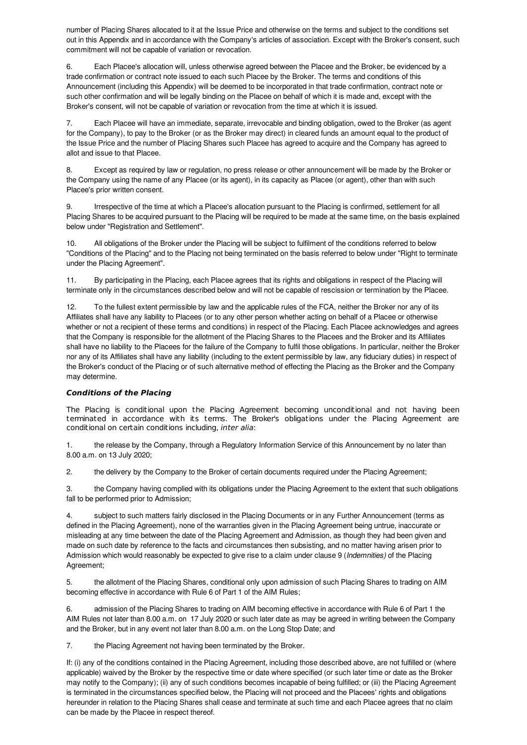number of Placing Shares allocated to it at the Issue Price and otherwise on the terms and subject to the conditions set out in this Appendix and in accordance with the Company's articles of association. Except with the Broker's consent, such commitment will not be capable of variation or revocation.

6. Each Placee's allocation will, unless otherwise agreed between the Placee and the Broker, be evidenced by a trade confirmation or contract note issued to each such Placee by the Broker. The terms and conditions of this Announcement (including this Appendix) will be deemed to be incorporated in that trade confirmation, contract note or such other confirmation and will be legally binding on the Placee on behalf of which it is made and, except with the Broker's consent, will not be capable of variation or revocation from the time at which it is issued.

7. Each Placee will have an immediate, separate, irrevocable and binding obligation, owed to the Broker (as agent for the Company), to pay to the Broker (or as the Broker may direct) in cleared funds an amount equal to the product of the Issue Price and the number of Placing Shares such Placee has agreed to acquire and the Company has agreed to allot and issue to that Placee.

8. Except as required by law or regulation, no press release or other announcement will be made by the Broker or the Company using the name of any Placee (or its agent), in its capacity as Placee (or agent), other than with such Placee's prior written consent.

9. Irrespective of the time at which a Placee's allocation pursuant to the Placing is confirmed, settlement for all Placing Shares to be acquired pursuant to the Placing will be required to be made at the same time, on the basis explained below under "Registration and Settlement".

10. All obligations of the Broker under the Placing will be subject to fulfilment of the conditions referred to below "Conditions of the Placing" and to the Placing not being terminated on the basis referred to below under "Right to terminate under the Placing Agreement".

11. By participating in the Placing, each Placee agrees that its rights and obligations in respect of the Placing will terminate only in the circumstances described below and will not be capable of rescission or termination by the Placee.

12. To the fullest extent permissible by law and the applicable rules of the FCA, neither the Broker nor any of its Affiliates shall have any liability to Placees (or to any other person whether acting on behalf of a Placee or otherwise whether or not a recipient of these terms and conditions) in respect of the Placing. Each Placee acknowledges and agrees that the Company is responsible for the allotment of the Placing Shares to the Placees and the Broker and its Affiliates shall have no liability to the Placees for the failure of the Company to fulfil those obligations. In particular, neither the Broker nor any of its Affiliates shall have any liability (including to the extent permissible by law, any fiduciary duties) in respect of the Broker's conduct of the Placing or of such alternative method of effecting the Placing as the Broker and the Company may determine.

***Conditions of the Placing***

The Placing is conditional upon the Placing Agreement becoming unconditional and not having been terminated in accordance with its terms. The Broker's obligations under the Placing Agreement are conditional on certain conditions including, *inter alia*:

1. the release by the Company, through a Regulatory Information Service of this Announcement by no later than 8.00 a.m. on 13 July 2020;

2. the delivery by the Company to the Broker of certain documents required under the Placing Agreement;

3. the Company having complied with its obligations under the Placing Agreement to the extent that such obligations fall to be performed prior to Admission;

4. subject to such matters fairly disclosed in the Placing Documents or in any Further Announcement (terms as defined in the Placing Agreement), none of the warranties given in the Placing Agreement being untrue, inaccurate or misleading at any time between the date of the Placing Agreement and Admission, as though they had been given and made on such date by reference to the facts and circumstances then subsisting, and no matter having arisen prior to Admission which would reasonably be expected to give rise to a claim under clause 9 (*Indemnities)* of the Placing Agreement;

5. the allotment of the Placing Shares, conditional only upon admission of such Placing Shares to trading on AIM becoming effective in accordance with Rule 6 of Part 1 of the AIM Rules;

6. admission of the Placing Shares to trading on AIM becoming effective in accordance with Rule 6 of Part 1 the AIM Rules not later than 8.00 a.m. on 17 July 2020 or such later date as may be agreed in writing between the Company and the Broker, but in any event not later than 8.00 a.m. on the Long Stop Date; and

7. the Placing Agreement not having been terminated by the Broker.

If: (i) any of the conditions contained in the Placing Agreement, including those described above, are not fulfilled or (where applicable) waived by the Broker by the respective time or date where specified (or such later time or date as the Broker may notify to the Company); (ii) any of such conditions becomes incapable of being fulfilled; or (iii) the Placing Agreement is terminated in the circumstances specified below, the Placing will not proceed and the Placees' rights and obligations hereunder in relation to the Placing Shares shall cease and terminate at such time and each Placee agrees that no claim can be made by the Placee in respect thereof.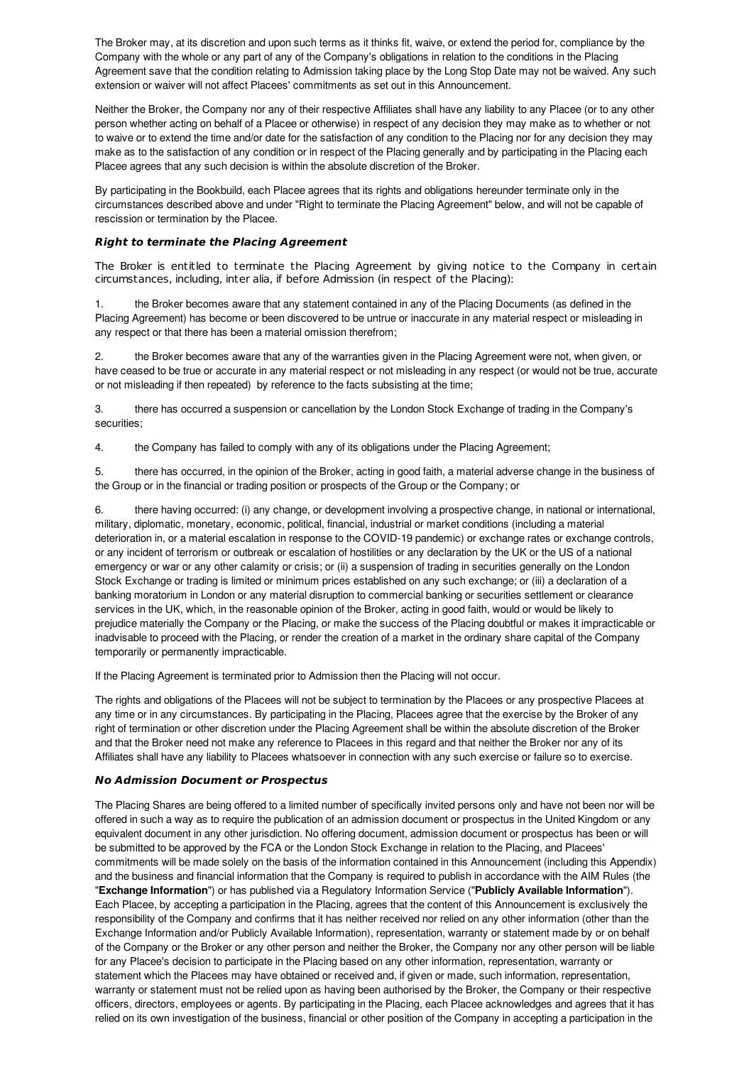The Broker may, at its discretion and upon such terms as it thinks fit, waive, or extend the period for, compliance by the Company with the whole or any part of any of the Company's obligations in relation to the conditions in the Placing Agreement save that the condition relating to Admission taking place by the Long Stop Date may not be waived. Any such extension or waiver will not affect Placees' commitments as set out in this Announcement.

Neither the Broker, the Company nor any of their respective Affiliates shall have any liability to any Placee (or to any other person whether acting on behalf of a Placee or otherwise) in respect of any decision they may make as to whether or not to waive or to extend the time and/or date for the satisfaction of any condition to the Placing nor for any decision they may make as to the satisfaction of any condition or in respect of the Placing generally and by participating in the Placing each Placee agrees that any such decision is within the absolute discretion of the Broker.

By participating in the Bookbuild, each Placee agrees that its rights and obligations hereunder terminate only in the circumstances described above and under "Right to terminate the Placing Agreement" below, and will not be capable of rescission or termination by the Placee.

### *Right to terminate the Placing Agreement*

The Broker is entitled to terminate the Placing Agreement by giving notice to the Company in certain circumstances, including, inter alia, if before Admission (in respect of the Placing):

1. the Broker becomes aware that any statement contained in any of the Placing Documents (as defined in the Placing Agreement) has become or been discovered to be untrue or inaccurate in any material respect or misleading in any respect or that there has been a material omission therefrom;

2. the Broker becomes aware that any of the warranties given in the Placing Agreement were not, when given, or have ceased to be true or accurate in any material respect or not misleading in any respect (or would not be true, accurate or not misleading if then repeated) by reference to the facts subsisting at the time;

3. there has occurred a suspension or cancellation by the London Stock Exchange of trading in the Company's securities;

4. the Company has failed to comply with any of its obligations under the Placing Agreement;

5. there has occurred, in the opinion of the Broker, acting in good faith, a material adverse change in the business of the Group or in the financial or trading position or prospects of the Group or the Company; or

6. there having occurred: (i) any change, or development involving a prospective change, in national or international, military, diplomatic, monetary, economic, political, financial, industrial or market conditions (including a material deterioration in, or a material escalation in response to the COVID-19 pandemic) or exchange rates or exchange controls, or any incident of terrorism or outbreak or escalation of hostilities or any declaration by the UK or the US of a national emergency or war or any other calamity or crisis; or (ii) a suspension of trading in securities generally on the London Stock Exchange or trading is limited or minimum prices established on any such exchange; or (iii) a declaration of a banking moratorium in London or any material disruption to commercial banking or securities settlement or clearance services in the UK, which, in the reasonable opinion of the Broker, acting in good faith, would or would be likely to prejudice materially the Company or the Placing, or make the success of the Placing doubtful or makes it impracticable or inadvisable to proceed with the Placing, or render the creation of a market in the ordinary share capital of the Company temporarily or permanently impracticable.

If the Placing Agreement is terminated prior to Admission then the Placing will not occur.

The rights and obligations of the Placees will not be subject to termination by the Placees or any prospective Placees at any time or in any circumstances. By participating in the Placing, Placees agree that the exercise by the Broker of any right of termination or other discretion under the Placing Agreement shall be within the absolute discretion of the Broker and that the Broker need not make any reference to Placees in this regard and that neither the Broker nor any of its Affiliates shall have any liability to Placees whatsoever in connection with any such exercise or failure so to exercise.

### *No Admission Document or Prospectus*

The Placing Shares are being offered to a limited number of specifically invited persons only and have not been nor will be offered in such a way as to require the publication of an admission document or prospectus in the United Kingdom or any equivalent document in any other jurisdiction. No offering document, admission document or prospectus has been or will be submitted to be approved by the FCA or the London Stock Exchange in relation to the Placing, and Placees' commitments will be made solely on the basis of the information contained in this Announcement (including this Appendix) and the business and financial information that the Company is required to publish in accordance with the AIM Rules (the "**Exchange Information**") or has published via a Regulatory Information Service ("**Publicly Available Information**"). Each Placee, by accepting a participation in the Placing, agrees that the content of this Announcement is exclusively the responsibility of the Company and confirms that it has neither received nor relied on any other information (other than the Exchange Information and/or Publicly Available Information), representation, warranty or statement made by or on behalf of the Company or the Broker or any other person and neither the Broker, the Company nor any other person will be liable for any Placee's decision to participate in the Placing based on any other information, representation, warranty or statement which the Placees may have obtained or received and, if given or made, such information, representation, warranty or statement must not be relied upon as having been authorised by the Broker, the Company or their respective officers, directors, employees or agents. By participating in the Placing, each Placee acknowledges and agrees that it has relied on its own investigation of the business, financial or other position of the Company in accepting a participation in the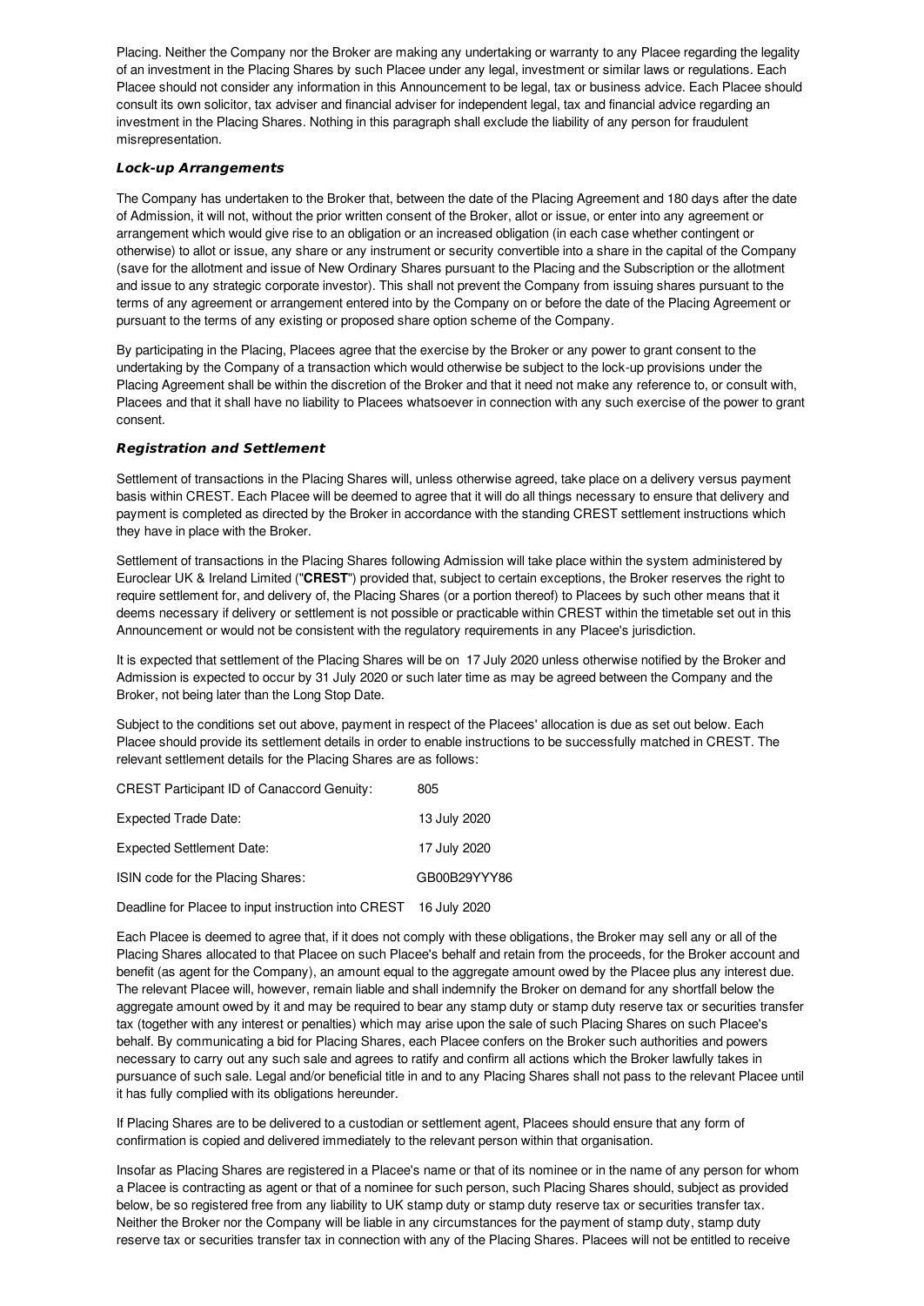Placing. Neither the Company nor the Broker are making any undertaking or warranty to any Placee regarding the legality of an investment in the Placing Shares by such Placee under any legal, investment or similar laws or regulations. Each Placee should not consider any information in this Announcement to be legal, tax or business advice. Each Placee should consult its own solicitor, tax adviser and financial adviser for independent legal, tax and financial advice regarding an investment in the Placing Shares. Nothing in this paragraph shall exclude the liability of any person for fraudulent misrepresentation.

### *Lock-up Arrangements*

The Company has undertaken to the Broker that, between the date of the Placing Agreement and 180 days after the date of Admission, it will not, without the prior written consent of the Broker, allot or issue, or enter into any agreement or arrangement which would give rise to an obligation or an increased obligation (in each case whether contingent or otherwise) to allot or issue, any share or any instrument or security convertible into a share in the capital of the Company (save for the allotment and issue of New Ordinary Shares pursuant to the Placing and the Subscription or the allotment and issue to any strategic corporate investor). This shall not prevent the Company from issuing shares pursuant to the terms of any agreement or arrangement entered into by the Company on or before the date of the Placing Agreement or pursuant to the terms of any existing or proposed share option scheme of the Company.

By participating in the Placing, Placees agree that the exercise by the Broker or any power to grant consent to the undertaking by the Company of a transaction which would otherwise be subject to the lock-up provisions under the Placing Agreement shall be within the discretion of the Broker and that it need not make any reference to, or consult with, Placees and that it shall have no liability to Placees whatsoever in connection with any such exercise of the power to grant consent.

### *Registration and Settlement*

Settlement of transactions in the Placing Shares will, unless otherwise agreed, take place on a delivery versus payment basis within CREST. Each Placee will be deemed to agree that it will do all things necessary to ensure that delivery and payment is completed as directed by the Broker in accordance with the standing CREST settlement instructions which they have in place with the Broker.

Settlement of transactions in the Placing Shares following Admission will take place within the system administered by Euroclear UK & Ireland Limited ("**CREST**") provided that, subject to certain exceptions, the Broker reserves the right to require settlement for, and delivery of, the Placing Shares (or a portion thereof) to Placees by such other means that it deems necessary if delivery or settlement is not possible or practicable within CREST within the timetable set out in this Announcement or would not be consistent with the regulatory requirements in any Placee's jurisdiction.

It is expected that settlement of the Placing Shares will be on 17 July 2020 unless otherwise notified by the Broker and Admission is expected to occur by 31 July 2020 or such later time as may be agreed between the Company and the Broker, not being later than the Long Stop Date.

Subject to the conditions set out above, payment in respect of the Placees' allocation is due as set out below. Each Placee should provide its settlement details in order to enable instructions to be successfully matched in CREST. The relevant settlement details for the Placing Shares are as follows:

| | |
|---|---|
| CREST Participant ID of Canaccord Genuity: | 805 |
| Expected Trade Date: | 13 July 2020 |
| Expected Settlement Date: | 17 July 2020 |
| ISIN code for the Placing Shares: | GB00B29YYY86 |
| Deadline for Placee to input instruction into CREST | 16 July 2020 |

Each Placee is deemed to agree that, if it does not comply with these obligations, the Broker may sell any or all of the Placing Shares allocated to that Placee on such Placee's behalf and retain from the proceeds, for the Broker account and benefit (as agent for the Company), an amount equal to the aggregate amount owed by the Placee plus any interest due. The relevant Placee will, however, remain liable and shall indemnify the Broker on demand for any shortfall below the aggregate amount owed by it and may be required to bear any stamp duty or stamp duty reserve tax or securities transfer tax (together with any interest or penalties) which may arise upon the sale of such Placing Shares on such Placee's behalf. By communicating a bid for Placing Shares, each Placee confers on the Broker such authorities and powers necessary to carry out any such sale and agrees to ratify and confirm all actions which the Broker lawfully takes in pursuance of such sale. Legal and/or beneficial title in and to any Placing Shares shall not pass to the relevant Placee until it has fully complied with its obligations hereunder.

If Placing Shares are to be delivered to a custodian or settlement agent, Placees should ensure that any form of confirmation is copied and delivered immediately to the relevant person within that organisation.

Insofar as Placing Shares are registered in a Placee's name or that of its nominee or in the name of any person for whom a Placee is contracting as agent or that of a nominee for such person, such Placing Shares should, subject as provided below, be so registered free from any liability to UK stamp duty or stamp duty reserve tax or securities transfer tax. Neither the Broker nor the Company will be liable in any circumstances for the payment of stamp duty, stamp duty reserve tax or securities transfer tax in connection with any of the Placing Shares. Placees will not be entitled to receive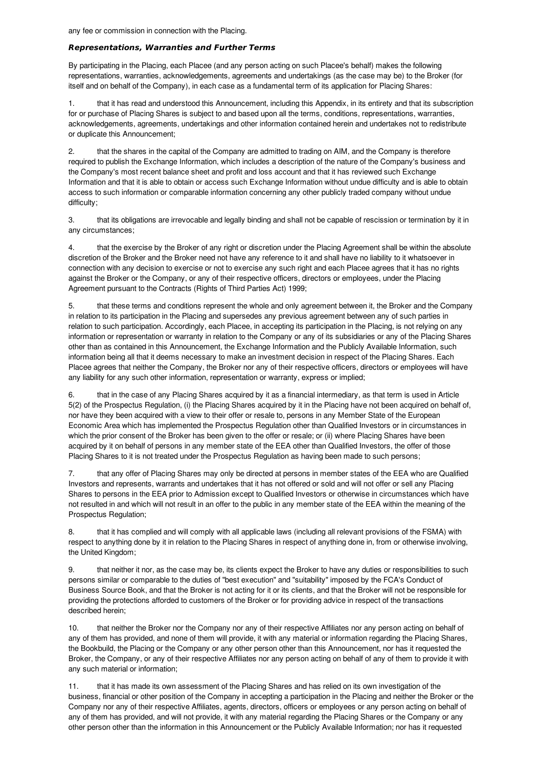any fee or commission in connection with the Placing.

### *Representations, Warranties and Further Terms*

By participating in the Placing, each Placee (and any person acting on such Placee's behalf) makes the following representations, warranties, acknowledgements, agreements and undertakings (as the case may be) to the Broker (for itself and on behalf of the Company), in each case as a fundamental term of its application for Placing Shares:

1. that it has read and understood this Announcement, including this Appendix, in its entirety and that its subscription for or purchase of Placing Shares is subject to and based upon all the terms, conditions, representations, warranties, acknowledgements, agreements, undertakings and other information contained herein and undertakes not to redistribute or duplicate this Announcement;

2. that the shares in the capital of the Company are admitted to trading on AIM, and the Company is therefore required to publish the Exchange Information, which includes a description of the nature of the Company's business and the Company's most recent balance sheet and profit and loss account and that it has reviewed such Exchange Information and that it is able to obtain or access such Exchange Information without undue difficulty and is able to obtain access to such information or comparable information concerning any other publicly traded company without undue difficulty;

3. that its obligations are irrevocable and legally binding and shall not be capable of rescission or termination by it in any circumstances;

4. that the exercise by the Broker of any right or discretion under the Placing Agreement shall be within the absolute discretion of the Broker and the Broker need not have any reference to it and shall have no liability to it whatsoever in connection with any decision to exercise or not to exercise any such right and each Placee agrees that it has no rights against the Broker or the Company, or any of their respective officers, directors or employees, under the Placing Agreement pursuant to the Contracts (Rights of Third Parties Act) 1999;

5. that these terms and conditions represent the whole and only agreement between it, the Broker and the Company in relation to its participation in the Placing and supersedes any previous agreement between any of such parties in relation to such participation. Accordingly, each Placee, in accepting its participation in the Placing, is not relying on any information or representation or warranty in relation to the Company or any of its subsidiaries or any of the Placing Shares other than as contained in this Announcement, the Exchange Information and the Publicly Available Information, such information being all that it deems necessary to make an investment decision in respect of the Placing Shares. Each Placee agrees that neither the Company, the Broker nor any of their respective officers, directors or employees will have any liability for any such other information, representation or warranty, express or implied;

6. that in the case of any Placing Shares acquired by it as a financial intermediary, as that term is used in Article 5(2) of the Prospectus Regulation, (i) the Placing Shares acquired by it in the Placing have not been acquired on behalf of, nor have they been acquired with a view to their offer or resale to, persons in any Member State of the European Economic Area which has implemented the Prospectus Regulation other than Qualified Investors or in circumstances in which the prior consent of the Broker has been given to the offer or resale; or (ii) where Placing Shares have been acquired by it on behalf of persons in any member state of the EEA other than Qualified Investors, the offer of those Placing Shares to it is not treated under the Prospectus Regulation as having been made to such persons;

7. that any offer of Placing Shares may only be directed at persons in member states of the EEA who are Qualified Investors and represents, warrants and undertakes that it has not offered or sold and will not offer or sell any Placing Shares to persons in the EEA prior to Admission except to Qualified Investors or otherwise in circumstances which have not resulted in and which will not result in an offer to the public in any member state of the EEA within the meaning of the Prospectus Regulation;

8. that it has complied and will comply with all applicable laws (including all relevant provisions of the FSMA) with respect to anything done by it in relation to the Placing Shares in respect of anything done in, from or otherwise involving, the United Kingdom;

9. that neither it nor, as the case may be, its clients expect the Broker to have any duties or responsibilities to such persons similar or comparable to the duties of "best execution" and "suitability" imposed by the FCA's Conduct of Business Source Book, and that the Broker is not acting for it or its clients, and that the Broker will not be responsible for providing the protections afforded to customers of the Broker or for providing advice in respect of the transactions described herein;

10. that neither the Broker nor the Company nor any of their respective Affiliates nor any person acting on behalf of any of them has provided, and none of them will provide, it with any material or information regarding the Placing Shares, the Bookbuild, the Placing or the Company or any other person other than this Announcement, nor has it requested the Broker, the Company, or any of their respective Affiliates nor any person acting on behalf of any of them to provide it with any such material or information;

11. that it has made its own assessment of the Placing Shares and has relied on its own investigation of the business, financial or other position of the Company in accepting a participation in the Placing and neither the Broker or the Company nor any of their respective Affiliates, agents, directors, officers or employees or any person acting on behalf of any of them has provided, and will not provide, it with any material regarding the Placing Shares or the Company or any other person other than the information in this Announcement or the Publicly Available Information; nor has it requested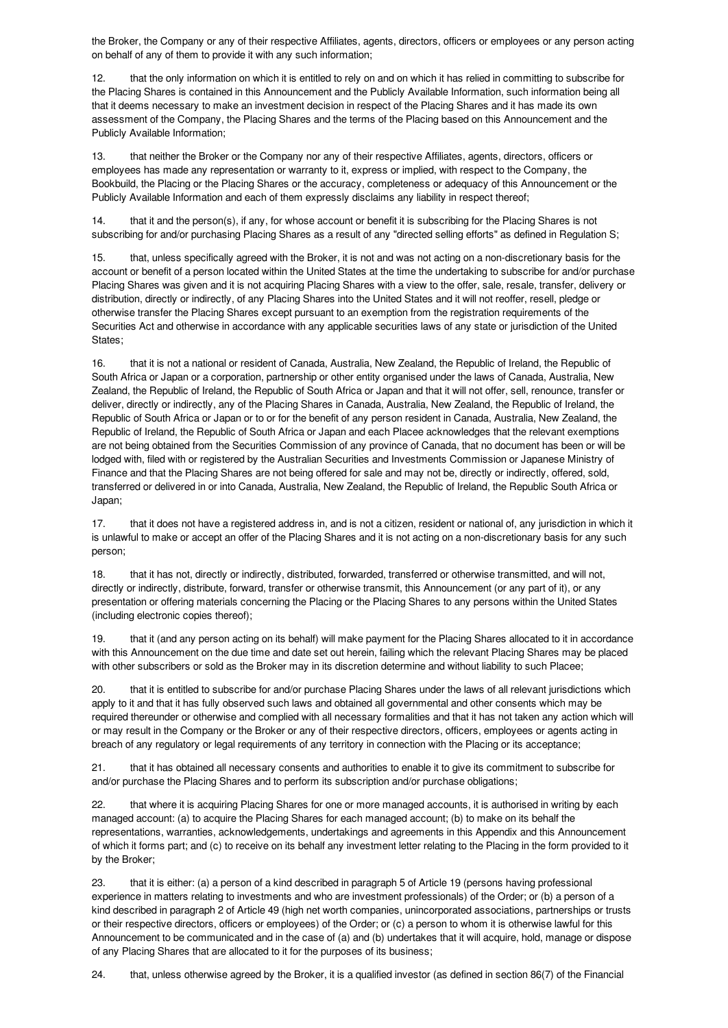the Broker, the Company or any of their respective Affiliates, agents, directors, officers or employees or any person acting on behalf of any of them to provide it with any such information;

12. that the only information on which it is entitled to rely on and on which it has relied in committing to subscribe for the Placing Shares is contained in this Announcement and the Publicly Available Information, such information being all that it deems necessary to make an investment decision in respect of the Placing Shares and it has made its own assessment of the Company, the Placing Shares and the terms of the Placing based on this Announcement and the Publicly Available Information;

13. that neither the Broker or the Company nor any of their respective Affiliates, agents, directors, officers or employees has made any representation or warranty to it, express or implied, with respect to the Company, the Bookbuild, the Placing or the Placing Shares or the accuracy, completeness or adequacy of this Announcement or the Publicly Available Information and each of them expressly disclaims any liability in respect thereof;

14. that it and the person(s), if any, for whose account or benefit it is subscribing for the Placing Shares is not subscribing for and/or purchasing Placing Shares as a result of any "directed selling efforts" as defined in Regulation S;

15. that, unless specifically agreed with the Broker, it is not and was not acting on a non-discretionary basis for the account or benefit of a person located within the United States at the time the undertaking to subscribe for and/or purchase Placing Shares was given and it is not acquiring Placing Shares with a view to the offer, sale, resale, transfer, delivery or distribution, directly or indirectly, of any Placing Shares into the United States and it will not reoffer, resell, pledge or otherwise transfer the Placing Shares except pursuant to an exemption from the registration requirements of the Securities Act and otherwise in accordance with any applicable securities laws of any state or jurisdiction of the United States;

16. that it is not a national or resident of Canada, Australia, New Zealand, the Republic of Ireland, the Republic of South Africa or Japan or a corporation, partnership or other entity organised under the laws of Canada, Australia, New Zealand, the Republic of Ireland, the Republic of South Africa or Japan and that it will not offer, sell, renounce, transfer or deliver, directly or indirectly, any of the Placing Shares in Canada, Australia, New Zealand, the Republic of Ireland, the Republic of South Africa or Japan or to or for the benefit of any person resident in Canada, Australia, New Zealand, the Republic of Ireland, the Republic of South Africa or Japan and each Placee acknowledges that the relevant exemptions are not being obtained from the Securities Commission of any province of Canada, that no document has been or will be lodged with, filed with or registered by the Australian Securities and Investments Commission or Japanese Ministry of Finance and that the Placing Shares are not being offered for sale and may not be, directly or indirectly, offered, sold, transferred or delivered in or into Canada, Australia, New Zealand, the Republic of Ireland, the Republic South Africa or Japan;

17. that it does not have a registered address in, and is not a citizen, resident or national of, any jurisdiction in which it is unlawful to make or accept an offer of the Placing Shares and it is not acting on a non-discretionary basis for any such person;

18. that it has not, directly or indirectly, distributed, forwarded, transferred or otherwise transmitted, and will not, directly or indirectly, distribute, forward, transfer or otherwise transmit, this Announcement (or any part of it), or any presentation or offering materials concerning the Placing or the Placing Shares to any persons within the United States (including electronic copies thereof);

19. that it (and any person acting on its behalf) will make payment for the Placing Shares allocated to it in accordance with this Announcement on the due time and date set out herein, failing which the relevant Placing Shares may be placed with other subscribers or sold as the Broker may in its discretion determine and without liability to such Placee;

20. that it is entitled to subscribe for and/or purchase Placing Shares under the laws of all relevant jurisdictions which apply to it and that it has fully observed such laws and obtained all governmental and other consents which may be required thereunder or otherwise and complied with all necessary formalities and that it has not taken any action which will or may result in the Company or the Broker or any of their respective directors, officers, employees or agents acting in breach of any regulatory or legal requirements of any territory in connection with the Placing or its acceptance;

21. that it has obtained all necessary consents and authorities to enable it to give its commitment to subscribe for and/or purchase the Placing Shares and to perform its subscription and/or purchase obligations;

22. that where it is acquiring Placing Shares for one or more managed accounts, it is authorised in writing by each managed account: (a) to acquire the Placing Shares for each managed account; (b) to make on its behalf the representations, warranties, acknowledgements, undertakings and agreements in this Appendix and this Announcement of which it forms part; and (c) to receive on its behalf any investment letter relating to the Placing in the form provided to it by the Broker;

23. that it is either: (a) a person of a kind described in paragraph 5 of Article 19 (persons having professional experience in matters relating to investments and who are investment professionals) of the Order; or (b) a person of a kind described in paragraph 2 of Article 49 (high net worth companies, unincorporated associations, partnerships or trusts or their respective directors, officers or employees) of the Order; or (c) a person to whom it is otherwise lawful for this Announcement to be communicated and in the case of (a) and (b) undertakes that it will acquire, hold, manage or dispose of any Placing Shares that are allocated to it for the purposes of its business;

24. that, unless otherwise agreed by the Broker, it is a qualified investor (as defined in section 86(7) of the Financial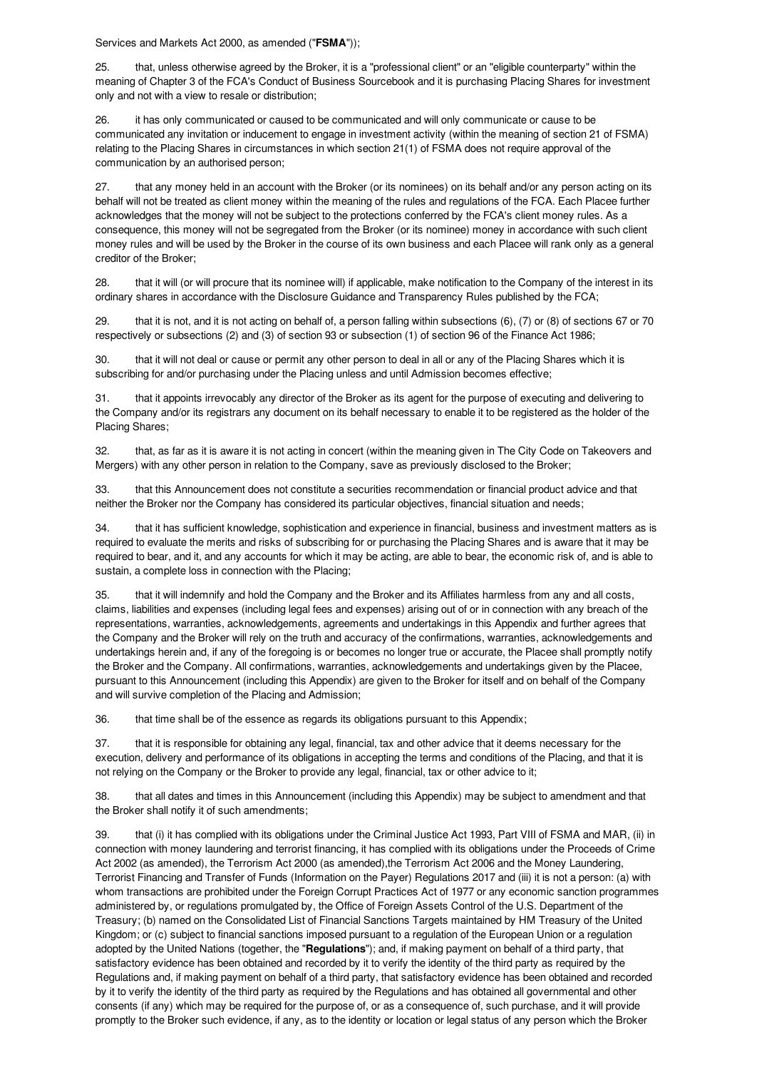Services and Markets Act 2000, as amended ("**FSMA**"));

25. that, unless otherwise agreed by the Broker, it is a "professional client" or an "eligible counterparty" within the meaning of Chapter 3 of the FCA's Conduct of Business Sourcebook and it is purchasing Placing Shares for investment only and not with a view to resale or distribution;

26. it has only communicated or caused to be communicated and will only communicate or cause to be communicated any invitation or inducement to engage in investment activity (within the meaning of section 21 of FSMA) relating to the Placing Shares in circumstances in which section 21(1) of FSMA does not require approval of the communication by an authorised person;

27. that any money held in an account with the Broker (or its nominees) on its behalf and/or any person acting on its behalf will not be treated as client money within the meaning of the rules and regulations of the FCA. Each Placee further acknowledges that the money will not be subject to the protections conferred by the FCA's client money rules. As a consequence, this money will not be segregated from the Broker (or its nominee) money in accordance with such client money rules and will be used by the Broker in the course of its own business and each Placee will rank only as a general creditor of the Broker;

28. that it will (or will procure that its nominee will) if applicable, make notification to the Company of the interest in its ordinary shares in accordance with the Disclosure Guidance and Transparency Rules published by the FCA;

29. that it is not, and it is not acting on behalf of, a person falling within subsections (6), (7) or (8) of sections 67 or 70 respectively or subsections (2) and (3) of section 93 or subsection (1) of section 96 of the Finance Act 1986;

30. that it will not deal or cause or permit any other person to deal in all or any of the Placing Shares which it is subscribing for and/or purchasing under the Placing unless and until Admission becomes effective;

31. that it appoints irrevocably any director of the Broker as its agent for the purpose of executing and delivering to the Company and/or its registrars any document on its behalf necessary to enable it to be registered as the holder of the Placing Shares;

32. that, as far as it is aware it is not acting in concert (within the meaning given in The City Code on Takeovers and Mergers) with any other person in relation to the Company, save as previously disclosed to the Broker;

33. that this Announcement does not constitute a securities recommendation or financial product advice and that neither the Broker nor the Company has considered its particular objectives, financial situation and needs;

34. that it has sufficient knowledge, sophistication and experience in financial, business and investment matters as is required to evaluate the merits and risks of subscribing for or purchasing the Placing Shares and is aware that it may be required to bear, and it, and any accounts for which it may be acting, are able to bear, the economic risk of, and is able to sustain, a complete loss in connection with the Placing;

35. that it will indemnify and hold the Company and the Broker and its Affiliates harmless from any and all costs, claims, liabilities and expenses (including legal fees and expenses) arising out of or in connection with any breach of the representations, warranties, acknowledgements, agreements and undertakings in this Appendix and further agrees that the Company and the Broker will rely on the truth and accuracy of the confirmations, warranties, acknowledgements and undertakings herein and, if any of the foregoing is or becomes no longer true or accurate, the Placee shall promptly notify the Broker and the Company. All confirmations, warranties, acknowledgements and undertakings given by the Placee, pursuant to this Announcement (including this Appendix) are given to the Broker for itself and on behalf of the Company and will survive completion of the Placing and Admission;

36. that time shall be of the essence as regards its obligations pursuant to this Appendix;

37. that it is responsible for obtaining any legal, financial, tax and other advice that it deems necessary for the execution, delivery and performance of its obligations in accepting the terms and conditions of the Placing, and that it is not relying on the Company or the Broker to provide any legal, financial, tax or other advice to it;

38. that all dates and times in this Announcement (including this Appendix) may be subject to amendment and that the Broker shall notify it of such amendments;

39. that (i) it has complied with its obligations under the Criminal Justice Act 1993, Part VIII of FSMA and MAR, (ii) in connection with money laundering and terrorist financing, it has complied with its obligations under the Proceeds of Crime Act 2002 (as amended), the Terrorism Act 2000 (as amended),the Terrorism Act 2006 and the Money Laundering, Terrorist Financing and Transfer of Funds (Information on the Payer) Regulations 2017 and (iii) it is not a person: (a) with whom transactions are prohibited under the Foreign Corrupt Practices Act of 1977 or any economic sanction programmes administered by, or regulations promulgated by, the Office of Foreign Assets Control of the U.S. Department of the Treasury; (b) named on the Consolidated List of Financial Sanctions Targets maintained by HM Treasury of the United Kingdom; or (c) subject to financial sanctions imposed pursuant to a regulation of the European Union or a regulation adopted by the United Nations (together, the "**Regulations**"); and, if making payment on behalf of a third party, that satisfactory evidence has been obtained and recorded by it to verify the identity of the third party as required by the Regulations and, if making payment on behalf of a third party, that satisfactory evidence has been obtained and recorded by it to verify the identity of the third party as required by the Regulations and has obtained all governmental and other consents (if any) which may be required for the purpose of, or as a consequence of, such purchase, and it will provide promptly to the Broker such evidence, if any, as to the identity or location or legal status of any person which the Broker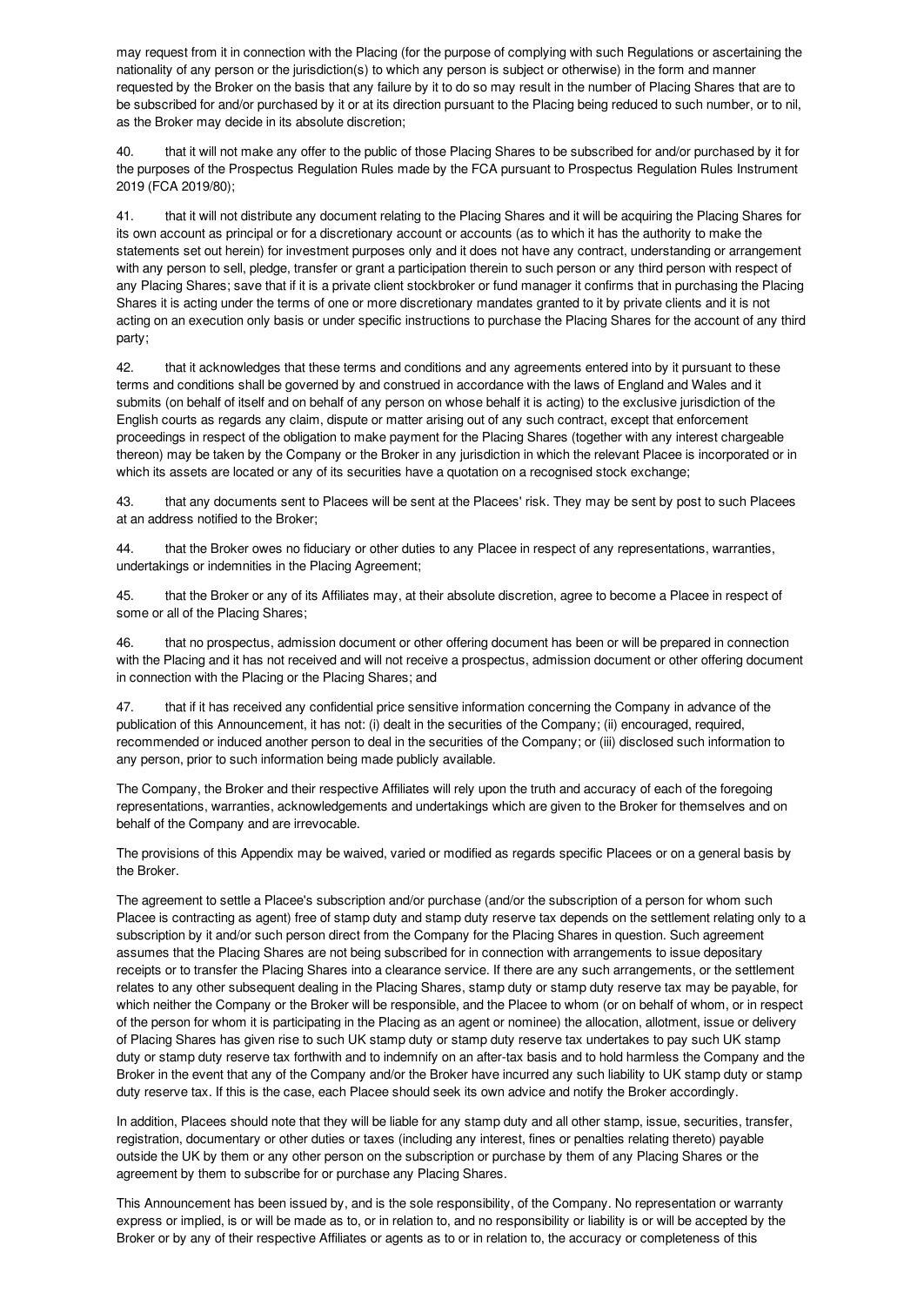may request from it in connection with the Placing (for the purpose of complying with such Regulations or ascertaining the nationality of any person or the jurisdiction(s) to which any person is subject or otherwise) in the form and manner requested by the Broker on the basis that any failure by it to do so may result in the number of Placing Shares that are to be subscribed for and/or purchased by it or at its direction pursuant to the Placing being reduced to such number, or to nil, as the Broker may decide in its absolute discretion;

40. that it will not make any offer to the public of those Placing Shares to be subscribed for and/or purchased by it for the purposes of the Prospectus Regulation Rules made by the FCA pursuant to Prospectus Regulation Rules Instrument 2019 (FCA 2019/80);

41. that it will not distribute any document relating to the Placing Shares and it will be acquiring the Placing Shares for its own account as principal or for a discretionary account or accounts (as to which it has the authority to make the statements set out herein) for investment purposes only and it does not have any contract, understanding or arrangement with any person to sell, pledge, transfer or grant a participation therein to such person or any third person with respect of any Placing Shares; save that if it is a private client stockbroker or fund manager it confirms that in purchasing the Placing Shares it is acting under the terms of one or more discretionary mandates granted to it by private clients and it is not acting on an execution only basis or under specific instructions to purchase the Placing Shares for the account of any third party;

42. that it acknowledges that these terms and conditions and any agreements entered into by it pursuant to these terms and conditions shall be governed by and construed in accordance with the laws of England and Wales and it submits (on behalf of itself and on behalf of any person on whose behalf it is acting) to the exclusive jurisdiction of the English courts as regards any claim, dispute or matter arising out of any such contract, except that enforcement proceedings in respect of the obligation to make payment for the Placing Shares (together with any interest chargeable thereon) may be taken by the Company or the Broker in any jurisdiction in which the relevant Placee is incorporated or in which its assets are located or any of its securities have a quotation on a recognised stock exchange;

43. that any documents sent to Placees will be sent at the Placees' risk. They may be sent by post to such Placees at an address notified to the Broker;

44. that the Broker owes no fiduciary or other duties to any Placee in respect of any representations, warranties, undertakings or indemnities in the Placing Agreement;

45. that the Broker or any of its Affiliates may, at their absolute discretion, agree to become a Placee in respect of some or all of the Placing Shares;

46. that no prospectus, admission document or other offering document has been or will be prepared in connection with the Placing and it has not received and will not receive a prospectus, admission document or other offering document in connection with the Placing or the Placing Shares; and

47. that if it has received any confidential price sensitive information concerning the Company in advance of the publication of this Announcement, it has not: (i) dealt in the securities of the Company; (ii) encouraged, required, recommended or induced another person to deal in the securities of the Company; or (iii) disclosed such information to any person, prior to such information being made publicly available.

The Company, the Broker and their respective Affiliates will rely upon the truth and accuracy of each of the foregoing representations, warranties, acknowledgements and undertakings which are given to the Broker for themselves and on behalf of the Company and are irrevocable.

The provisions of this Appendix may be waived, varied or modified as regards specific Placees or on a general basis by the Broker.

The agreement to settle a Placee's subscription and/or purchase (and/or the subscription of a person for whom such Placee is contracting as agent) free of stamp duty and stamp duty reserve tax depends on the settlement relating only to a subscription by it and/or such person direct from the Company for the Placing Shares in question. Such agreement assumes that the Placing Shares are not being subscribed for in connection with arrangements to issue depositary receipts or to transfer the Placing Shares into a clearance service. If there are any such arrangements, or the settlement relates to any other subsequent dealing in the Placing Shares, stamp duty or stamp duty reserve tax may be payable, for which neither the Company or the Broker will be responsible, and the Placee to whom (or on behalf of whom, or in respect of the person for whom it is participating in the Placing as an agent or nominee) the allocation, allotment, issue or delivery of Placing Shares has given rise to such UK stamp duty or stamp duty reserve tax undertakes to pay such UK stamp duty or stamp duty reserve tax forthwith and to indemnify on an after-tax basis and to hold harmless the Company and the Broker in the event that any of the Company and/or the Broker have incurred any such liability to UK stamp duty or stamp duty reserve tax. If this is the case, each Placee should seek its own advice and notify the Broker accordingly.

In addition, Placees should note that they will be liable for any stamp duty and all other stamp, issue, securities, transfer, registration, documentary or other duties or taxes (including any interest, fines or penalties relating thereto) payable outside the UK by them or any other person on the subscription or purchase by them of any Placing Shares or the agreement by them to subscribe for or purchase any Placing Shares.

This Announcement has been issued by, and is the sole responsibility, of the Company. No representation or warranty express or implied, is or will be made as to, or in relation to, and no responsibility or liability is or will be accepted by the Broker or by any of their respective Affiliates or agents as to or in relation to, the accuracy or completeness of this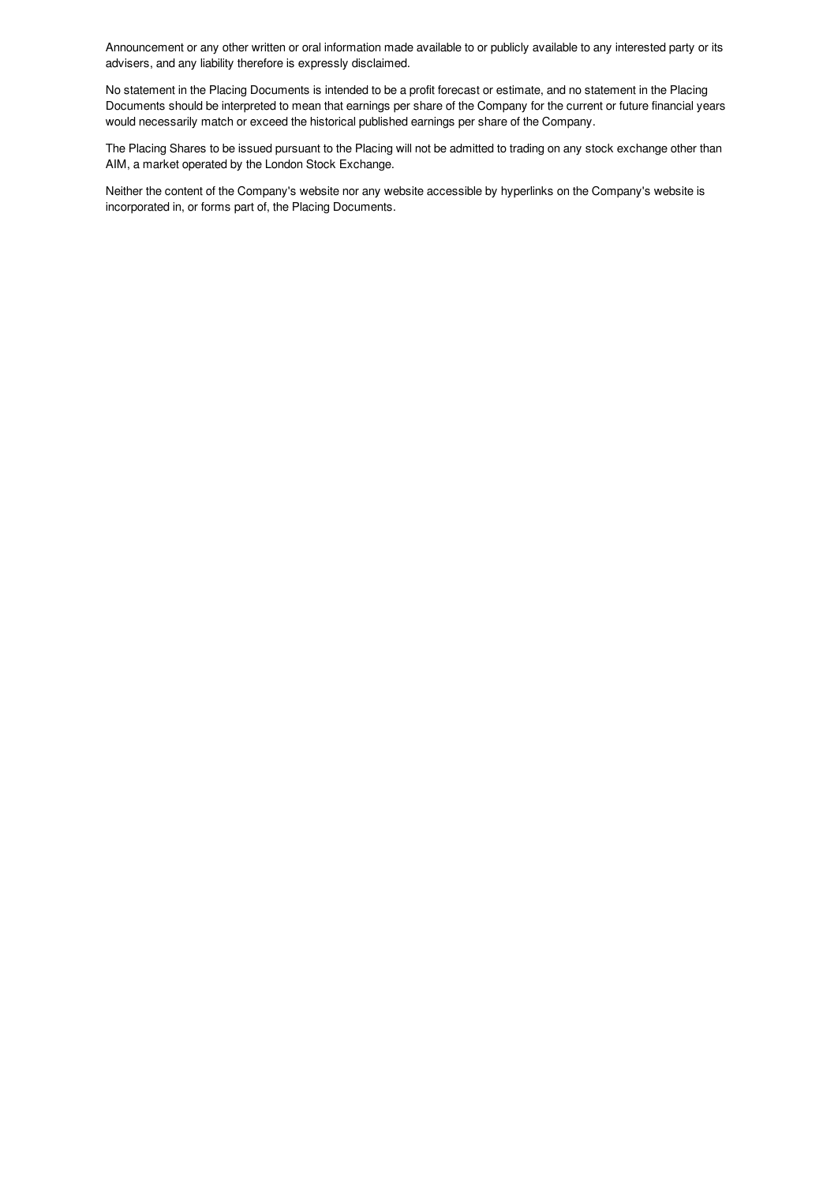Announcement or any other written or oral information made available to or publicly available to any interested party or its advisers, and any liability therefore is expressly disclaimed.

No statement in the Placing Documents is intended to be a profit forecast or estimate, and no statement in the Placing Documents should be interpreted to mean that earnings per share of the Company for the current or future financial years would necessarily match or exceed the historical published earnings per share of the Company.

The Placing Shares to be issued pursuant to the Placing will not be admitted to trading on any stock exchange other than AIM, a market operated by the London Stock Exchange.

Neither the content of the Company's website nor any website accessible by hyperlinks on the Company's website is incorporated in, or forms part of, the Placing Documents.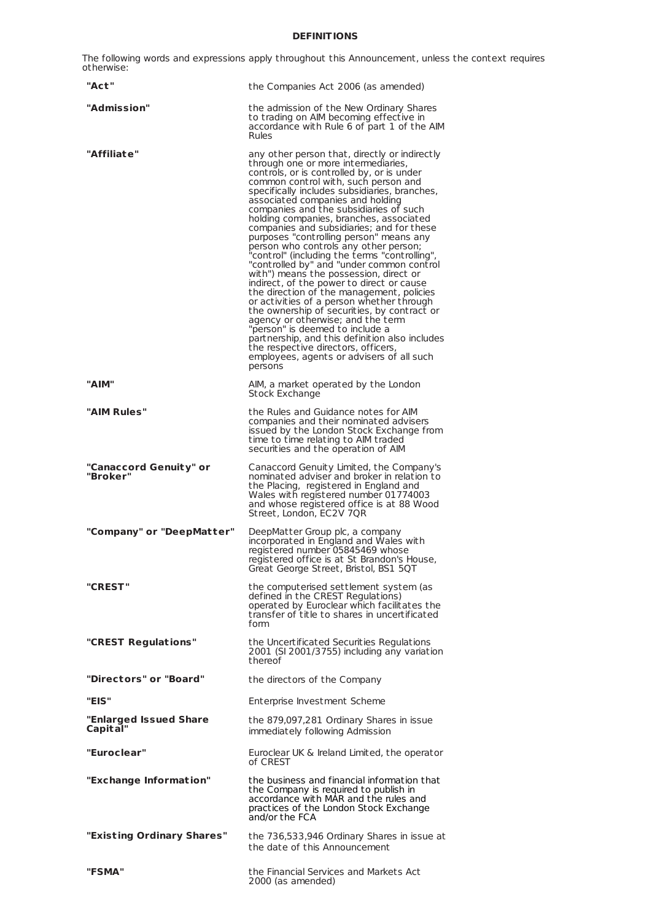**DEFINITIONS**

The following words and expressions apply throughout this Announcement, unless the context requires otherwise:

| | |
|---|---|
| **"Act"** | the Companies Act 2006 (as amended) |
| **"Admission"** | the admission of the New Ordinary Shares to trading on AIM becoming effective in accordance with Rule 6 of part 1 of the AIM Rules |
| **"Affiliate"** | any other person that, directly or indirectly through one or more intermediaries, controls, or is controlled by, or is under common control with, such person and specifically includes subsidiaries, branches, associated companies and holding companies and the subsidiaries of such holding companies, branches, associated companies and subsidiaries; and for these purposes "controlling person" means any person who controls any other person; "control" (including the terms "controlling", "controlled by" and "under common control with") means the possession, direct or indirect, of the power to direct or cause the direction of the management, policies or activities of a person whether through the ownership of securities, by contract or agency or otherwise; and the term "person" is deemed to include a partnership, and this definition also includes the respective directors, officers, employees, agents or advisers of all such persons |
| **"AIM"** | AIM, a market operated by the London Stock Exchange |
| **"AIM Rules"** | the Rules and Guidance notes for AIM companies and their nominated advisers issued by the London Stock Exchange from time to time relating to AIM traded securities and the operation of AIM |
| **"Canaccord Genuity" or "Broker"** | Canaccord Genuity Limited, the Company's nominated adviser and broker in relation to the Placing, registered in England and Wales with registered number 01774003 and whose registered office is at 88 Wood Street, London, EC2V 7QR |
| **"Company" or "DeepMatter"** | DeepMatter Group plc, a company incorporated in England and Wales with registered number 05845469 whose registered office is at St Brandon's House, Great George Street, Bristol, BS1 5QT |
| **"CREST"** | the computerised settlement system (as defined in the CREST Regulations) operated by Euroclear which facilitates the transfer of title to shares in uncertificated form |
| **"CREST Regulations"** | the Uncertificated Securities Regulations 2001 (SI 2001/3755) including any variation thereof |
| **"Directors" or "Board"** | the directors of the Company |
| **"EIS"** | Enterprise Investment Scheme |
| **"Enlarged Issued Share Capital"** | the 879,097,281 Ordinary Shares in issue immediately following Admission |
| **"Euroclear"** | Euroclear UK & Ireland Limited, the operator of CREST |
| **"Exchange Information"** | the business and financial information that the Company is required to publish in accordance with MAR and the rules and practices of the London Stock Exchange and/or the FCA |
| **"Existing Ordinary Shares"** | the 736,533,946 Ordinary Shares in issue at the date of this Announcement |
| **"FSMA"** | the Financial Services and Markets Act 2000 (as amended) |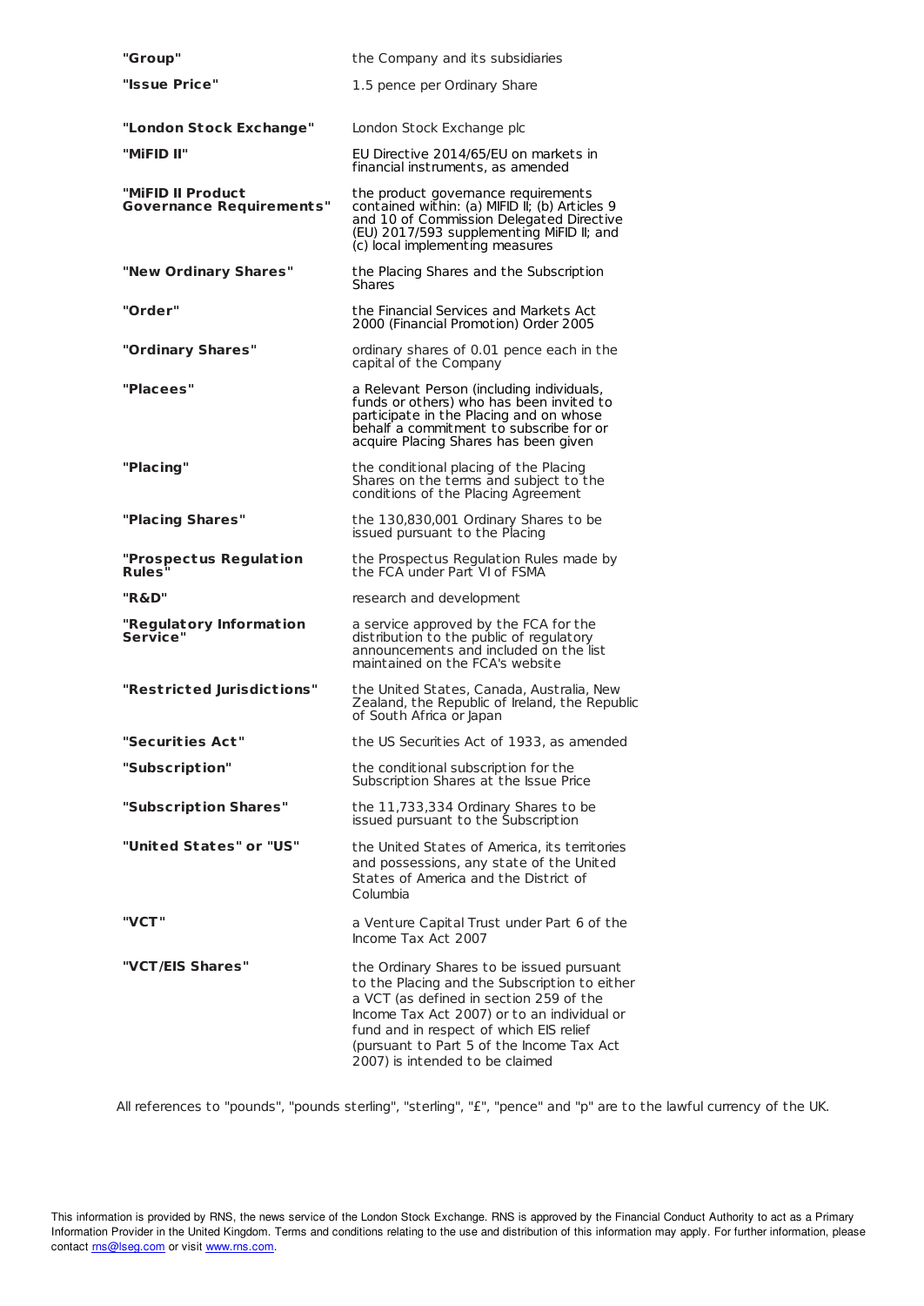| | |
|---|---|
| **"Group"** | the Company and its subsidiaries |
| **"Issue Price"** | 1.5 pence per Ordinary Share |
| **"London Stock Exchange"** | London Stock Exchange plc |
| **"MiFID II"** | EU Directive 2014/65/EU on markets in financial instruments, as amended |
| **"MiFID II Product Governance Requirements"** | the product governance requirements contained within: (a) MIFID II; (b) Articles 9 and 10 of Commission Delegated Directive (EU) 2017/593 supplementing MiFID II; and (c) local implementing measures |
| **"New Ordinary Shares"** | the Placing Shares and the Subscription Shares |
| **"Order"** | the Financial Services and Markets Act 2000 (Financial Promotion) Order 2005 |
| **"Ordinary Shares"** | ordinary shares of 0.01 pence each in the capital of the Company |
| **"Placees"** | a Relevant Person (including individuals, funds or others) who has been invited to participate in the Placing and on whose behalf a commitment to subscribe for or acquire Placing Shares has been given |
| **"Placing"** | the conditional placing of the Placing Shares on the terms and subject to the conditions of the Placing Agreement |
| **"Placing Shares"** | the 130,830,001 Ordinary Shares to be issued pursuant to the Placing |
| **"Prospectus Regulation Rules"** | the Prospectus Regulation Rules made by the FCA under Part VI of FSMA |
| **"R&D"** | research and development |
| **"Regulatory Information Service"** | a service approved by the FCA for the distribution to the public of regulatory announcements and included on the list maintained on the FCA's website |
| **"Restricted Jurisdictions"** | the United States, Canada, Australia, New Zealand, the Republic of Ireland, the Republic of South Africa or Japan |
| **"Securities Act"** | the US Securities Act of 1933, as amended |
| **"Subscription"** | the conditional subscription for the Subscription Shares at the Issue Price |
| **"Subscription Shares"** | the 11,733,334 Ordinary Shares to be issued pursuant to the Subscription |
| **"United States" or "US"** | the United States of America, its territories and possessions, any state of the United States of America and the District of Columbia |
| **"VCT"** | a Venture Capital Trust under Part 6 of the Income Tax Act 2007 |
| **"VCT/EIS Shares"** | the Ordinary Shares to be issued pursuant to the Placing and the Subscription to either a VCT (as defined in section 259 of the Income Tax Act 2007) or to an individual or fund and in respect of which EIS relief (pursuant to Part 5 of the Income Tax Act 2007) is intended to be claimed |

All references to "pounds", "pounds sterling", "sterling", "£", "pence" and "p" are to the lawful currency of the UK.

This information is provided by RNS, the news service of the London Stock Exchange. RNS is approved by the Financial Conduct Authority to act as a Primary Information Provider in the United Kingdom. Terms and conditions relating to the use and distribution of this information may apply. For further information, please contact rns@lseg.com or visit www.rns.com.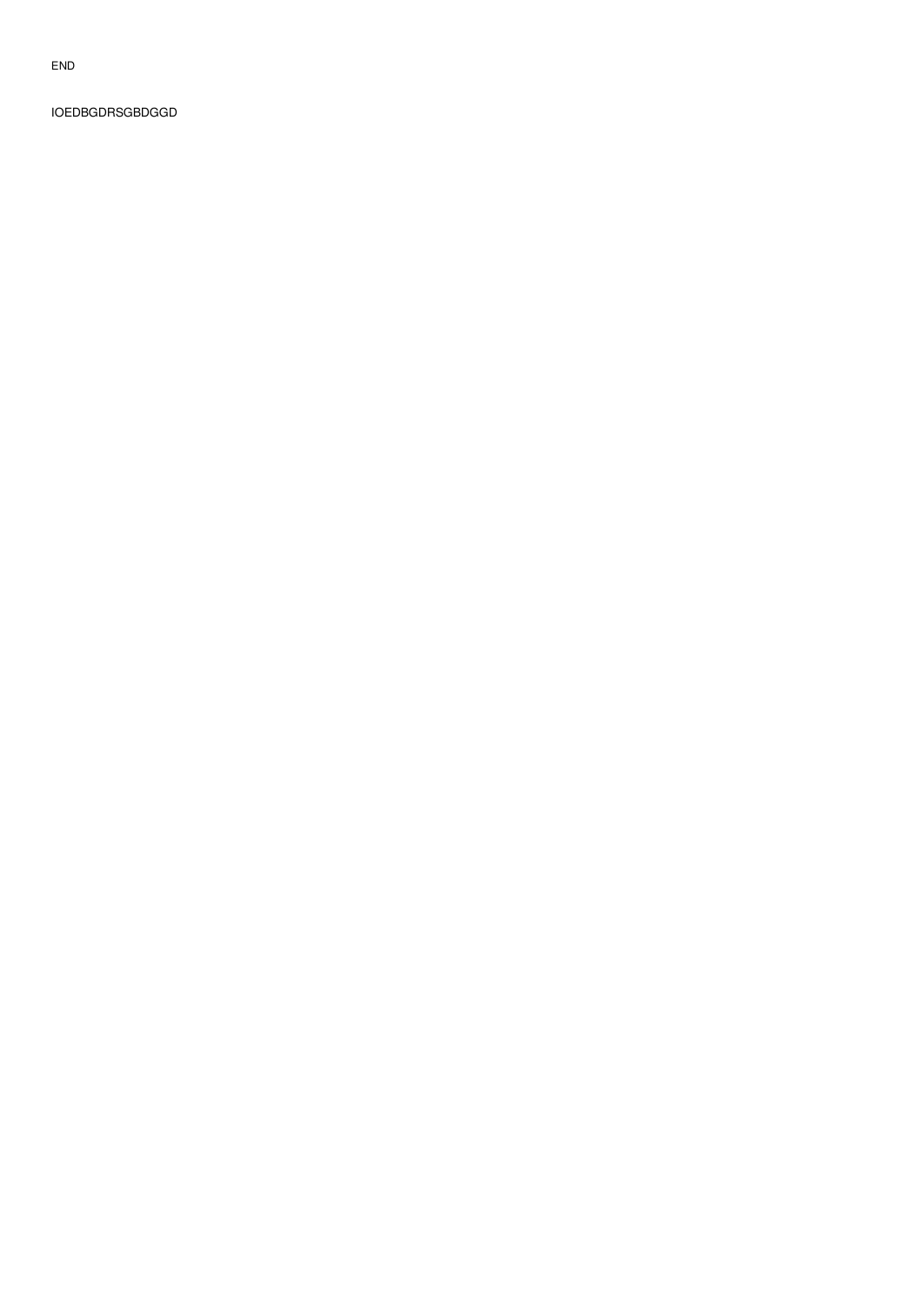END

IOEDBGDRSGBDGGD